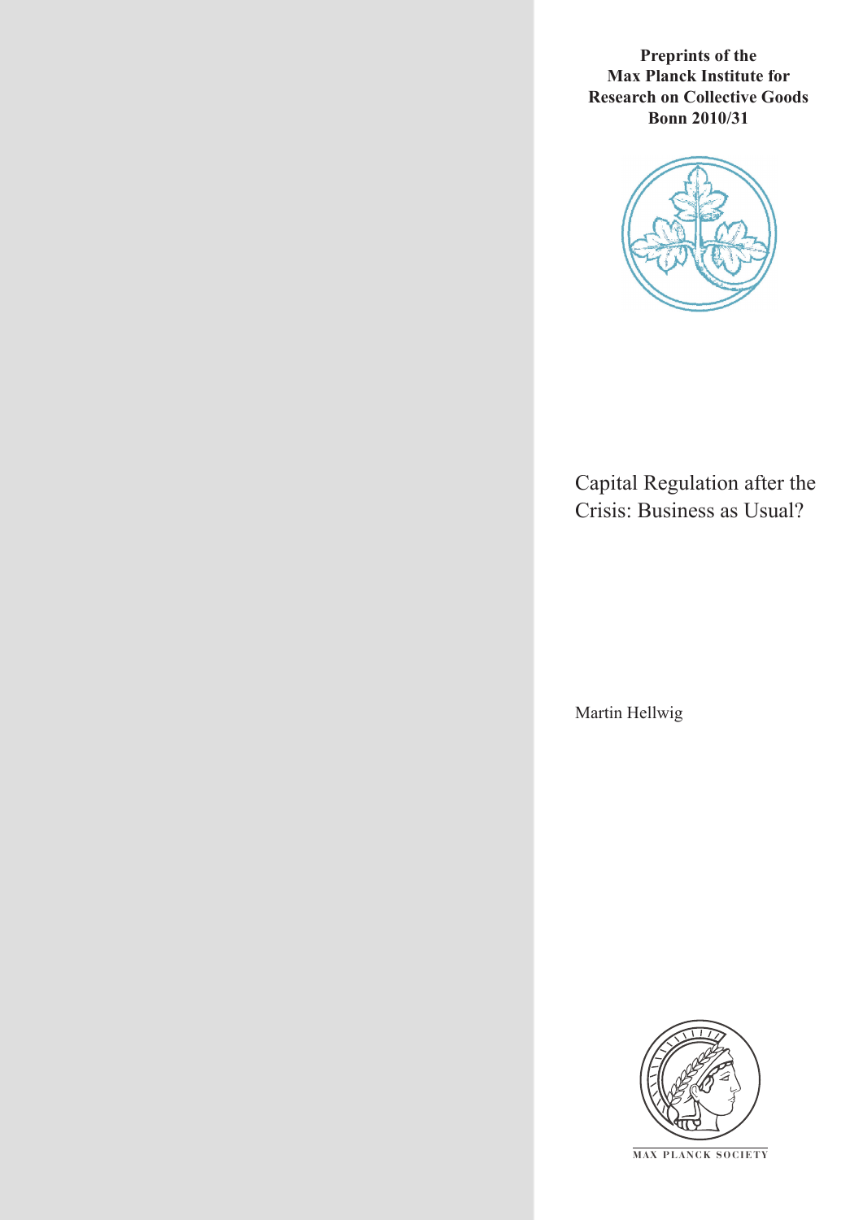**Preprints of the Max Planck Institute for Research on Collective Goods Bonn 2010/31**

# Capital Regulation after the Crisis: Business as Usual?

Martin Hellwig

MAX PLANCK SOCIETY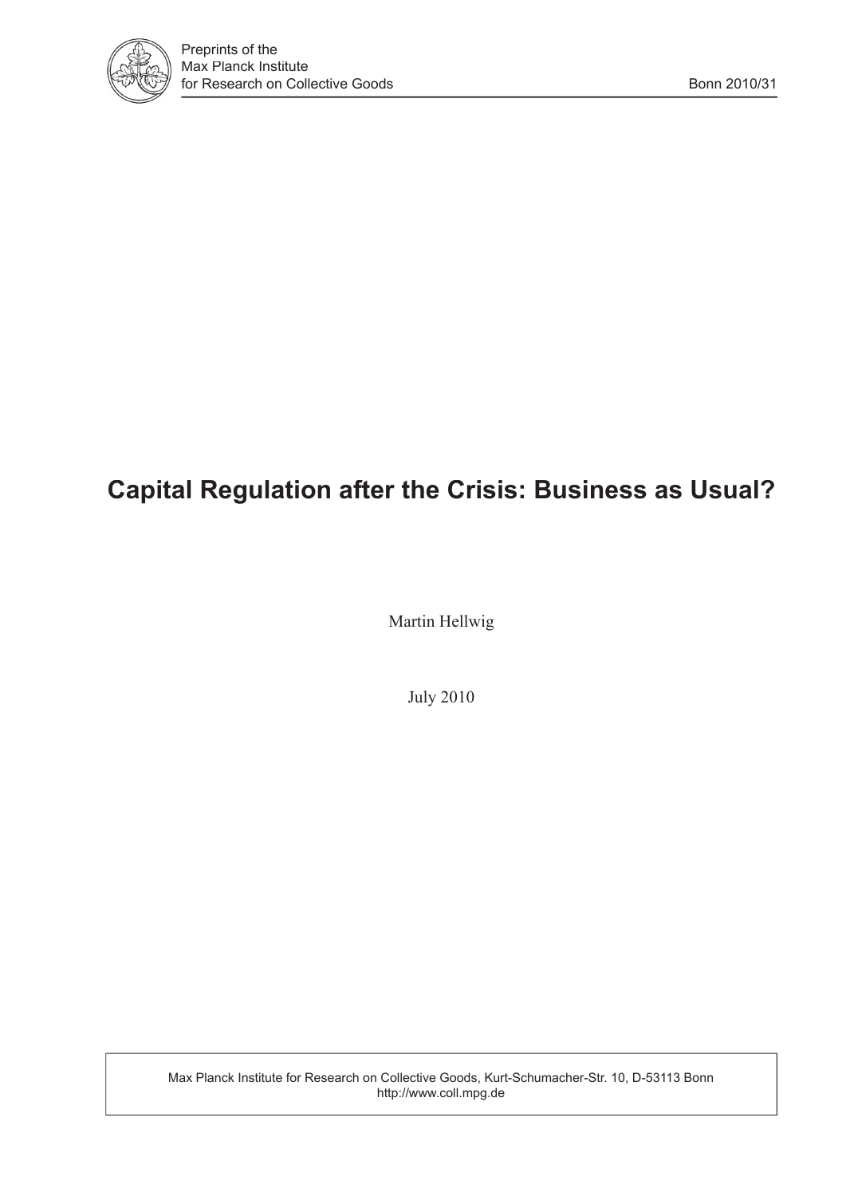Preprints of the
Max Planck Institute
for Research on Collective Goods

Bonn 2010/31

# Capital Regulation after the Crisis: Business as Usual?

Martin Hellwig

July 2010

Max Planck Institute for Research on Collective Goods, Kurt-Schumacher-Str. 10, D-53113 Bonn
http://www.coll.mpg.de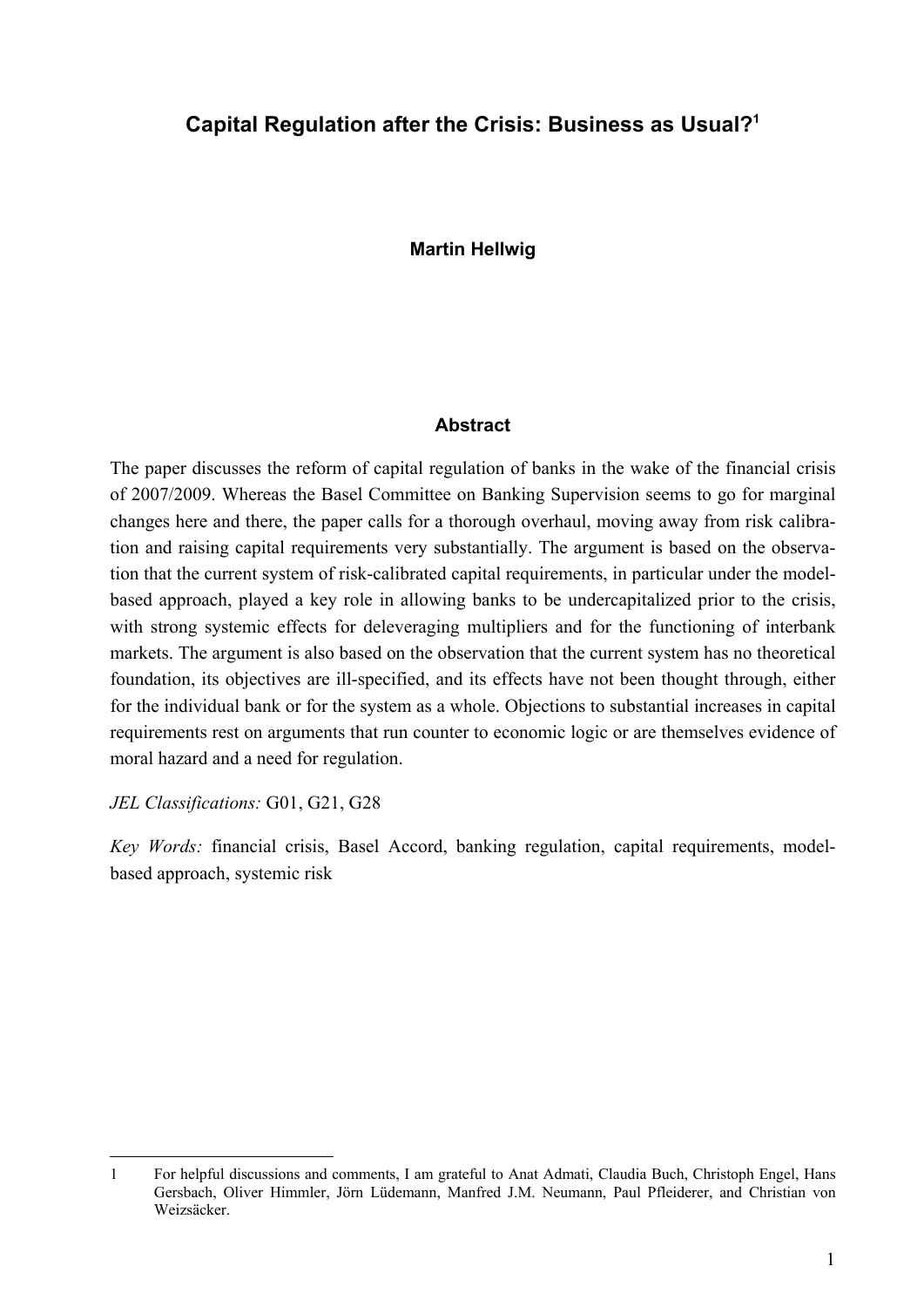# Capital Regulation after the Crisis: Business as Usual?[1]

**Martin Hellwig**

## Abstract

The paper discusses the reform of capital regulation of banks in the wake of the financial crisis of 2007/2009. Whereas the Basel Committee on Banking Supervision seems to go for marginal changes here and there, the paper calls for a thorough overhaul, moving away from risk calibration and raising capital requirements very substantially. The argument is based on the observation that the current system of risk-calibrated capital requirements, in particular under the model-based approach, played a key role in allowing banks to be undercapitalized prior to the crisis, with strong systemic effects for deleveraging multipliers and for the functioning of interbank markets. The argument is also based on the observation that the current system has no theoretical foundation, its objectives are ill-specified, and its effects have not been thought through, either for the individual bank or for the system as a whole. Objections to substantial increases in capital requirements rest on arguments that run counter to economic logic or are themselves evidence of moral hazard and a need for regulation.

*JEL Classifications:* G01, G21, G28

*Key Words:* financial crisis, Basel Accord, banking regulation, capital requirements, model-based approach, systemic risk

---

1 For helpful discussions and comments, I am grateful to Anat Admati, Claudia Buch, Christoph Engel, Hans Gersbach, Oliver Himmler, Jörn Lüdemann, Manfred J.M. Neumann, Paul Pfleiderer, and Christian von Weizsäcker.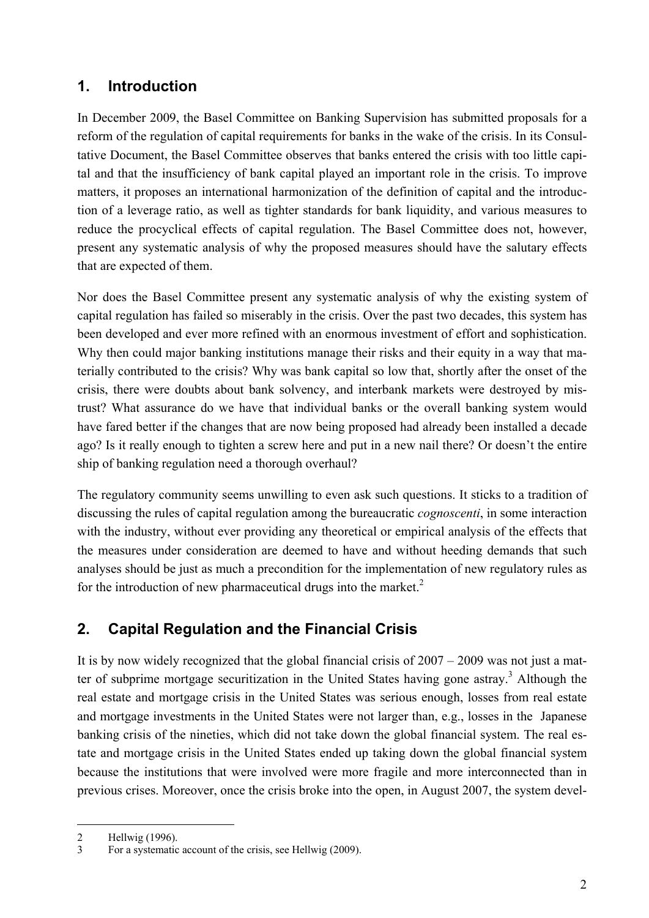## 1. Introduction

In December 2009, the Basel Committee on Banking Supervision has submitted proposals for a reform of the regulation of capital requirements for banks in the wake of the crisis. In its Consultative Document, the Basel Committee observes that banks entered the crisis with too little capital and that the insufficiency of bank capital played an important role in the crisis. To improve matters, it proposes an international harmonization of the definition of capital and the introduction of a leverage ratio, as well as tighter standards for bank liquidity, and various measures to reduce the procyclical effects of capital regulation. The Basel Committee does not, however, present any systematic analysis of why the proposed measures should have the salutary effects that are expected of them.

Nor does the Basel Committee present any systematic analysis of why the existing system of capital regulation has failed so miserably in the crisis. Over the past two decades, this system has been developed and ever more refined with an enormous investment of effort and sophistication. Why then could major banking institutions manage their risks and their equity in a way that materially contributed to the crisis? Why was bank capital so low that, shortly after the onset of the crisis, there were doubts about bank solvency, and interbank markets were destroyed by mistrust? What assurance do we have that individual banks or the overall banking system would have fared better if the changes that are now being proposed had already been installed a decade ago? Is it really enough to tighten a screw here and put in a new nail there? Or doesn't the entire ship of banking regulation need a thorough overhaul?

The regulatory community seems unwilling to even ask such questions. It sticks to a tradition of discussing the rules of capital regulation among the bureaucratic *cognoscenti*, in some interaction with the industry, without ever providing any theoretical or empirical analysis of the effects that the measures under consideration are deemed to have and without heeding demands that such analyses should be just as much a precondition for the implementation of new regulatory rules as for the introduction of new pharmaceutical drugs into the market.[2]

## 2. Capital Regulation and the Financial Crisis

It is by now widely recognized that the global financial crisis of 2007 – 2009 was not just a matter of subprime mortgage securitization in the United States having gone astray.[3] Although the real estate and mortgage crisis in the United States was serious enough, losses from real estate and mortgage investments in the United States were not larger than, e.g., losses in the Japanese banking crisis of the nineties, which did not take down the global financial system. The real estate and mortgage crisis in the United States ended up taking down the global financial system because the institutions that were involved were more fragile and more interconnected than in previous crises. Moreover, once the crisis broke into the open, in August 2007, the system devel-

2 Hellwig (1996).

3 For a systematic account of the crisis, see Hellwig (2009).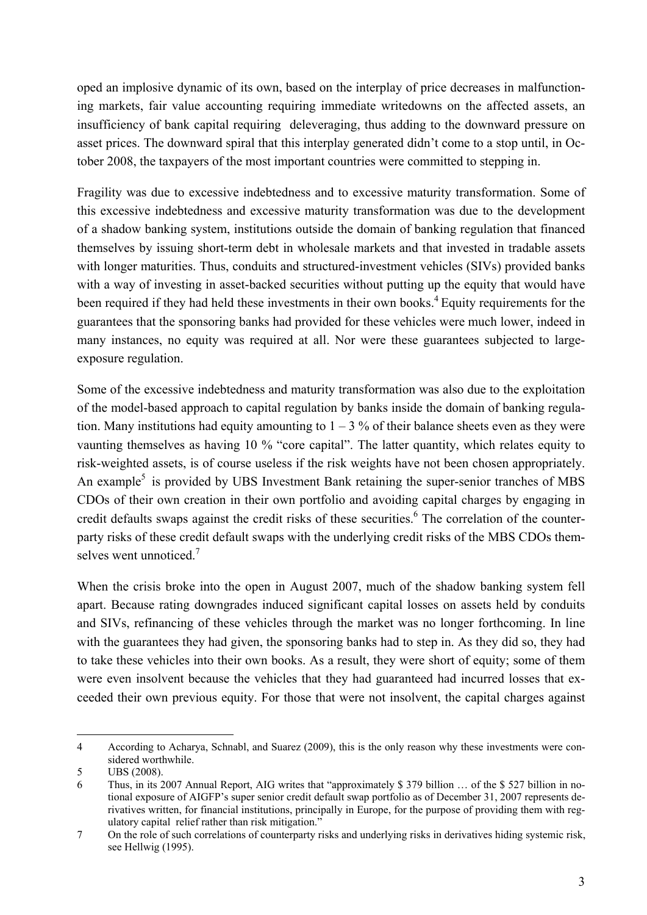oped an implosive dynamic of its own, based on the interplay of price decreases in malfunctioning markets, fair value accounting requiring immediate writedowns on the affected assets, an insufficiency of bank capital requiring deleveraging, thus adding to the downward pressure on asset prices. The downward spiral that this interplay generated didn't come to a stop until, in October 2008, the taxpayers of the most important countries were committed to stepping in.

Fragility was due to excessive indebtedness and to excessive maturity transformation. Some of this excessive indebtedness and excessive maturity transformation was due to the development of a shadow banking system, institutions outside the domain of banking regulation that financed themselves by issuing short-term debt in wholesale markets and that invested in tradable assets with longer maturities. Thus, conduits and structured-investment vehicles (SIVs) provided banks with a way of investing in asset-backed securities without putting up the equity that would have been required if they had held these investments in their own books.[4] Equity requirements for the guarantees that the sponsoring banks had provided for these vehicles were much lower, indeed in many instances, no equity was required at all. Nor were these guarantees subjected to large-exposure regulation.

Some of the excessive indebtedness and maturity transformation was also due to the exploitation of the model-based approach to capital regulation by banks inside the domain of banking regulation. Many institutions had equity amounting to 1 – 3 % of their balance sheets even as they were vaunting themselves as having 10 % "core capital". The latter quantity, which relates equity to risk-weighted assets, is of course useless if the risk weights have not been chosen appropriately. An example[5] is provided by UBS Investment Bank retaining the super-senior tranches of MBS CDOs of their own creation in their own portfolio and avoiding capital charges by engaging in credit defaults swaps against the credit risks of these securities.[6] The correlation of the counterparty risks of these credit default swaps with the underlying credit risks of the MBS CDOs themselves went unnoticed.[7]

When the crisis broke into the open in August 2007, much of the shadow banking system fell apart. Because rating downgrades induced significant capital losses on assets held by conduits and SIVs, refinancing of these vehicles through the market was no longer forthcoming. In line with the guarantees they had given, the sponsoring banks had to step in. As they did so, they had to take these vehicles into their own books. As a result, they were short of equity; some of them were even insolvent because the vehicles that they had guaranteed had incurred losses that exceeded their own previous equity. For those that were not insolvent, the capital charges against

---

4 According to Acharya, Schnabl, and Suarez (2009), this is the only reason why these investments were considered worthwhile.

5 UBS (2008).

6 Thus, in its 2007 Annual Report, AIG writes that "approximately $ 379 billion … of the $ 527 billion in notional exposure of AIGFP's super senior credit default swap portfolio as of December 31, 2007 represents derivatives written, for financial institutions, principally in Europe, for the purpose of providing them with regulatory capital relief rather than risk mitigation."

7 On the role of such correlations of counterparty risks and underlying risks in derivatives hiding systemic risk, see Hellwig (1995).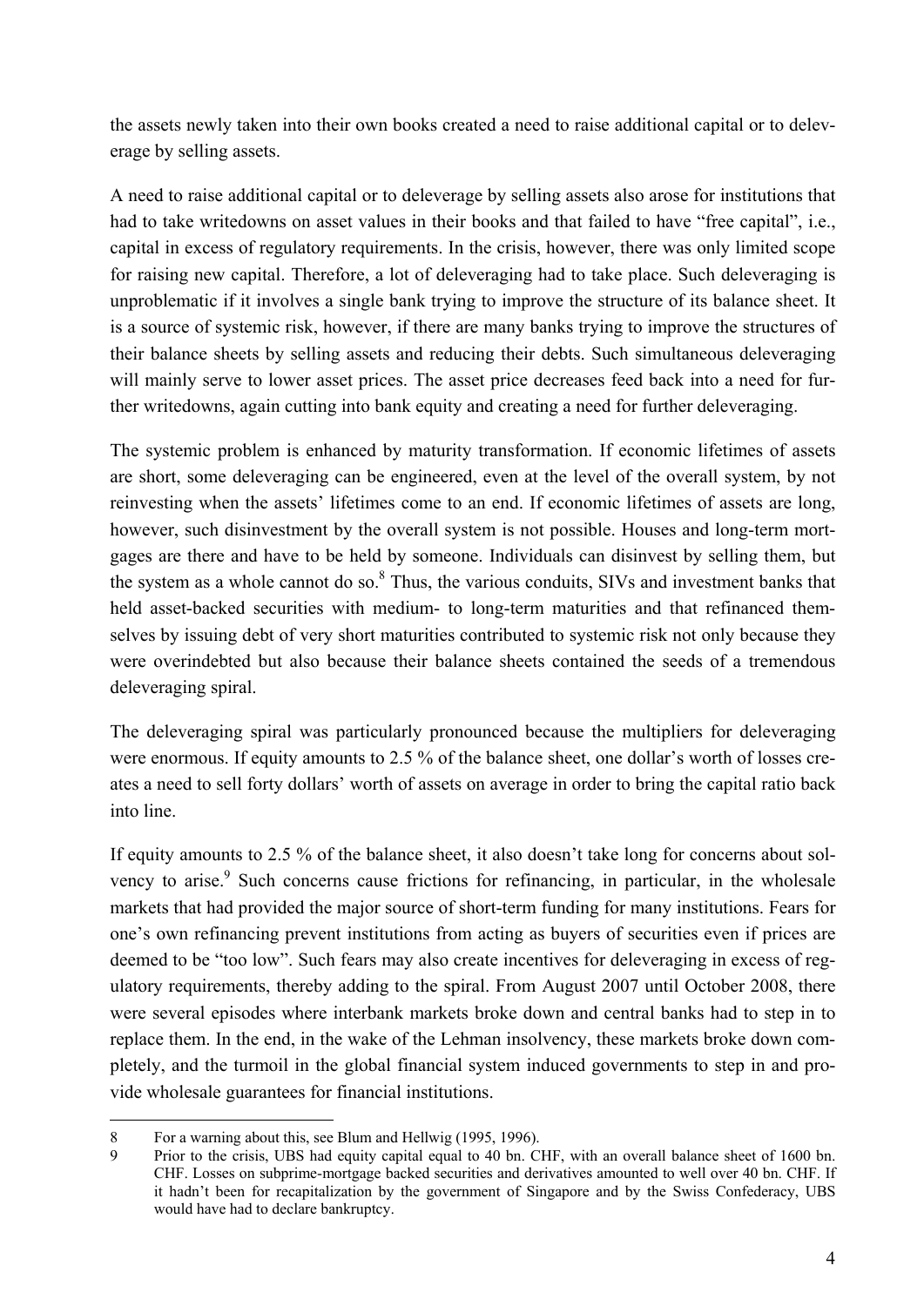the assets newly taken into their own books created a need to raise additional capital or to deleverage by selling assets.

A need to raise additional capital or to deleverage by selling assets also arose for institutions that had to take writedowns on asset values in their books and that failed to have "free capital", i.e., capital in excess of regulatory requirements. In the crisis, however, there was only limited scope for raising new capital. Therefore, a lot of deleveraging had to take place. Such deleveraging is unproblematic if it involves a single bank trying to improve the structure of its balance sheet. It is a source of systemic risk, however, if there are many banks trying to improve the structures of their balance sheets by selling assets and reducing their debts. Such simultaneous deleveraging will mainly serve to lower asset prices. The asset price decreases feed back into a need for further writedowns, again cutting into bank equity and creating a need for further deleveraging.

The systemic problem is enhanced by maturity transformation. If economic lifetimes of assets are short, some deleveraging can be engineered, even at the level of the overall system, by not reinvesting when the assets' lifetimes come to an end. If economic lifetimes of assets are long, however, such disinvestment by the overall system is not possible. Houses and long-term mortgages are there and have to be held by someone. Individuals can disinvest by selling them, but the system as a whole cannot do so.[8] Thus, the various conduits, SIVs and investment banks that held asset-backed securities with medium- to long-term maturities and that refinanced themselves by issuing debt of very short maturities contributed to systemic risk not only because they were overindebted but also because their balance sheets contained the seeds of a tremendous deleveraging spiral.

The deleveraging spiral was particularly pronounced because the multipliers for deleveraging were enormous. If equity amounts to 2.5 % of the balance sheet, one dollar's worth of losses creates a need to sell forty dollars' worth of assets on average in order to bring the capital ratio back into line.

If equity amounts to 2.5 % of the balance sheet, it also doesn't take long for concerns about solvency to arise.[9] Such concerns cause frictions for refinancing, in particular, in the wholesale markets that had provided the major source of short-term funding for many institutions. Fears for one's own refinancing prevent institutions from acting as buyers of securities even if prices are deemed to be "too low". Such fears may also create incentives for deleveraging in excess of regulatory requirements, thereby adding to the spiral. From August 2007 until October 2008, there were several episodes where interbank markets broke down and central banks had to step in to replace them. In the end, in the wake of the Lehman insolvency, these markets broke down completely, and the turmoil in the global financial system induced governments to step in and provide wholesale guarantees for financial institutions.

---

8 For a warning about this, see Blum and Hellwig (1995, 1996).

9 Prior to the crisis, UBS had equity capital equal to 40 bn. CHF, with an overall balance sheet of 1600 bn. CHF. Losses on subprime-mortgage backed securities and derivatives amounted to well over 40 bn. CHF. If it hadn't been for recapitalization by the government of Singapore and by the Swiss Confederacy, UBS would have had to declare bankruptcy.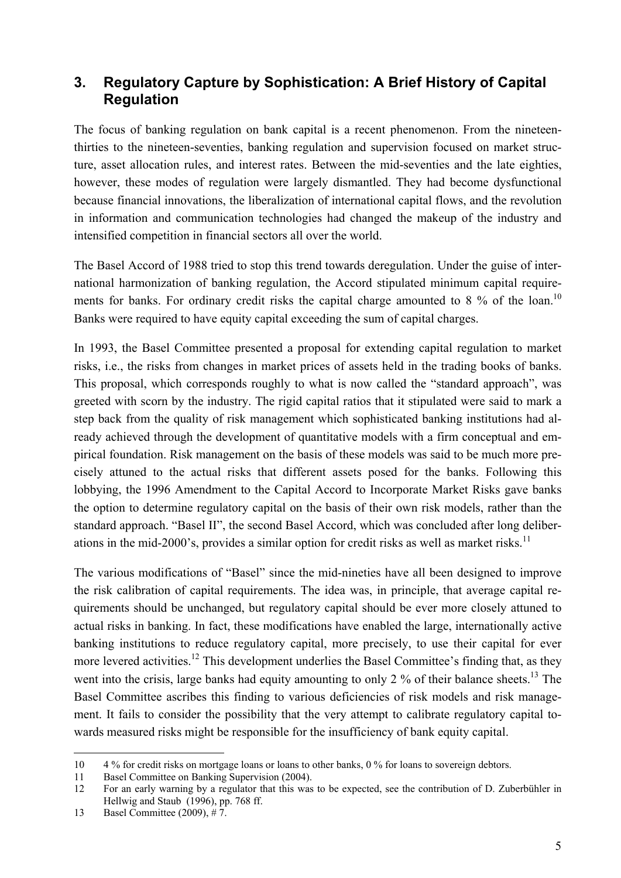## 3. Regulatory Capture by Sophistication: A Brief History of Capital Regulation

The focus of banking regulation on bank capital is a recent phenomenon. From the nineteen-thirties to the nineteen-seventies, banking regulation and supervision focused on market structure, asset allocation rules, and interest rates. Between the mid-seventies and the late eighties, however, these modes of regulation were largely dismantled. They had become dysfunctional because financial innovations, the liberalization of international capital flows, and the revolution in information and communication technologies had changed the makeup of the industry and intensified competition in financial sectors all over the world.

The Basel Accord of 1988 tried to stop this trend towards deregulation. Under the guise of international harmonization of banking regulation, the Accord stipulated minimum capital requirements for banks. For ordinary credit risks the capital charge amounted to 8 % of the loan.[10] Banks were required to have equity capital exceeding the sum of capital charges.

In 1993, the Basel Committee presented a proposal for extending capital regulation to market risks, i.e., the risks from changes in market prices of assets held in the trading books of banks. This proposal, which corresponds roughly to what is now called the "standard approach", was greeted with scorn by the industry. The rigid capital ratios that it stipulated were said to mark a step back from the quality of risk management which sophisticated banking institutions had already achieved through the development of quantitative models with a firm conceptual and empirical foundation. Risk management on the basis of these models was said to be much more precisely attuned to the actual risks that different assets posed for the banks. Following this lobbying, the 1996 Amendment to the Capital Accord to Incorporate Market Risks gave banks the option to determine regulatory capital on the basis of their own risk models, rather than the standard approach. "Basel II", the second Basel Accord, which was concluded after long deliberations in the mid-2000's, provides a similar option for credit risks as well as market risks.[11]

The various modifications of "Basel" since the mid-nineties have all been designed to improve the risk calibration of capital requirements. The idea was, in principle, that average capital requirements should be unchanged, but regulatory capital should be ever more closely attuned to actual risks in banking. In fact, these modifications have enabled the large, internationally active banking institutions to reduce regulatory capital, more precisely, to use their capital for ever more levered activities.[12] This development underlies the Basel Committee's finding that, as they went into the crisis, large banks had equity amounting to only 2 % of their balance sheets.[13] The Basel Committee ascribes this finding to various deficiencies of risk models and risk management. It fails to consider the possibility that the very attempt to calibrate regulatory capital towards measured risks might be responsible for the insufficiency of bank equity capital.

---

10 4 % for credit risks on mortgage loans or loans to other banks, 0 % for loans to sovereign debtors.

11 Basel Committee on Banking Supervision (2004).

12 For an early warning by a regulator that this was to be expected, see the contribution of D. Zuberbühler in Hellwig and Staub (1996), pp. 768 ff.

13 Basel Committee (2009), # 7.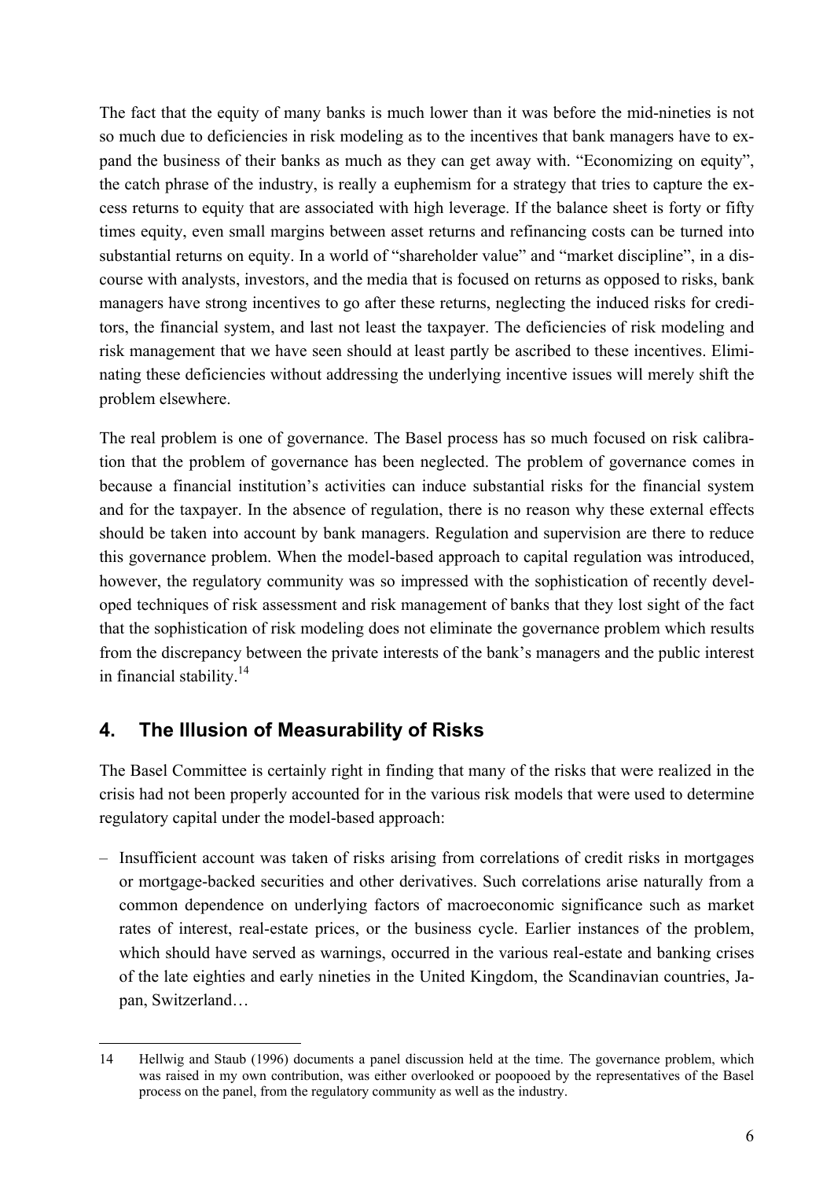The fact that the equity of many banks is much lower than it was before the mid-nineties is not so much due to deficiencies in risk modeling as to the incentives that bank managers have to expand the business of their banks as much as they can get away with. "Economizing on equity", the catch phrase of the industry, is really a euphemism for a strategy that tries to capture the excess returns to equity that are associated with high leverage. If the balance sheet is forty or fifty times equity, even small margins between asset returns and refinancing costs can be turned into substantial returns on equity. In a world of "shareholder value" and "market discipline", in a discourse with analysts, investors, and the media that is focused on returns as opposed to risks, bank managers have strong incentives to go after these returns, neglecting the induced risks for creditors, the financial system, and last not least the taxpayer. The deficiencies of risk modeling and risk management that we have seen should at least partly be ascribed to these incentives. Eliminating these deficiencies without addressing the underlying incentive issues will merely shift the problem elsewhere.

The real problem is one of governance. The Basel process has so much focused on risk calibration that the problem of governance has been neglected. The problem of governance comes in because a financial institution's activities can induce substantial risks for the financial system and for the taxpayer. In the absence of regulation, there is no reason why these external effects should be taken into account by bank managers. Regulation and supervision are there to reduce this governance problem. When the model-based approach to capital regulation was introduced, however, the regulatory community was so impressed with the sophistication of recently developed techniques of risk assessment and risk management of banks that they lost sight of the fact that the sophistication of risk modeling does not eliminate the governance problem which results from the discrepancy between the private interests of the bank's managers and the public interest in financial stability.[14]

## 4. The Illusion of Measurability of Risks

The Basel Committee is certainly right in finding that many of the risks that were realized in the crisis had not been properly accounted for in the various risk models that were used to determine regulatory capital under the model-based approach:

– Insufficient account was taken of risks arising from correlations of credit risks in mortgages or mortgage-backed securities and other derivatives. Such correlations arise naturally from a common dependence on underlying factors of macroeconomic significance such as market rates of interest, real-estate prices, or the business cycle. Earlier instances of the problem, which should have served as warnings, occurred in the various real-estate and banking crises of the late eighties and early nineties in the United Kingdom, the Scandinavian countries, Japan, Switzerland…

14 Hellwig and Staub (1996) documents a panel discussion held at the time. The governance problem, which was raised in my own contribution, was either overlooked or poopooed by the representatives of the Basel process on the panel, from the regulatory community as well as the industry.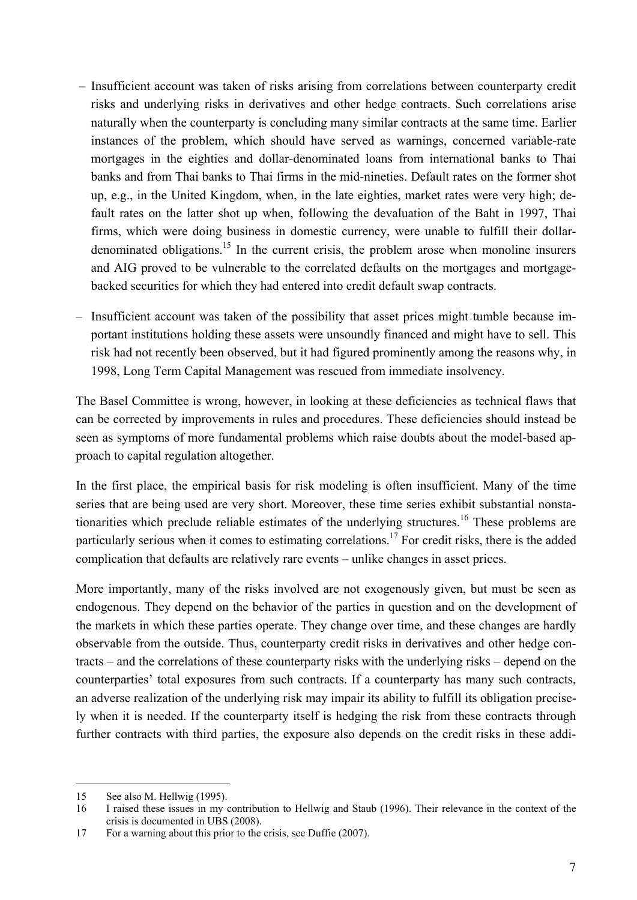– Insufficient account was taken of risks arising from correlations between counterparty credit risks and underlying risks in derivatives and other hedge contracts. Such correlations arise naturally when the counterparty is concluding many similar contracts at the same time. Earlier instances of the problem, which should have served as warnings, concerned variable-rate mortgages in the eighties and dollar-denominated loans from international banks to Thai banks and from Thai banks to Thai firms in the mid-nineties. Default rates on the former shot up, e.g., in the United Kingdom, when, in the late eighties, market rates were very high; default rates on the latter shot up when, following the devaluation of the Baht in 1997, Thai firms, which were doing business in domestic currency, were unable to fulfill their dollar-denominated obligations.[15] In the current crisis, the problem arose when monoline insurers and AIG proved to be vulnerable to the correlated defaults on the mortgages and mortgage-backed securities for which they had entered into credit default swap contracts.

– Insufficient account was taken of the possibility that asset prices might tumble because important institutions holding these assets were unsoundly financed and might have to sell. This risk had not recently been observed, but it had figured prominently among the reasons why, in 1998, Long Term Capital Management was rescued from immediate insolvency.

The Basel Committee is wrong, however, in looking at these deficiencies as technical flaws that can be corrected by improvements in rules and procedures. These deficiencies should instead be seen as symptoms of more fundamental problems which raise doubts about the model-based approach to capital regulation altogether.

In the first place, the empirical basis for risk modeling is often insufficient. Many of the time series that are being used are very short. Moreover, these time series exhibit substantial nonstationarities which preclude reliable estimates of the underlying structures.[16] These problems are particularly serious when it comes to estimating correlations.[17] For credit risks, there is the added complication that defaults are relatively rare events – unlike changes in asset prices.

More importantly, many of the risks involved are not exogenously given, but must be seen as endogenous. They depend on the behavior of the parties in question and on the development of the markets in which these parties operate. They change over time, and these changes are hardly observable from the outside. Thus, counterparty credit risks in derivatives and other hedge contracts – and the correlations of these counterparty risks with the underlying risks – depend on the counterparties' total exposures from such contracts. If a counterparty has many such contracts, an adverse realization of the underlying risk may impair its ability to fulfill its obligation precisely when it is needed. If the counterparty itself is hedging the risk from these contracts through further contracts with third parties, the exposure also depends on the credit risks in these addi-

---

15 See also M. Hellwig (1995).

16 I raised these issues in my contribution to Hellwig and Staub (1996). Their relevance in the context of the crisis is documented in UBS (2008).

17 For a warning about this prior to the crisis, see Duffie (2007).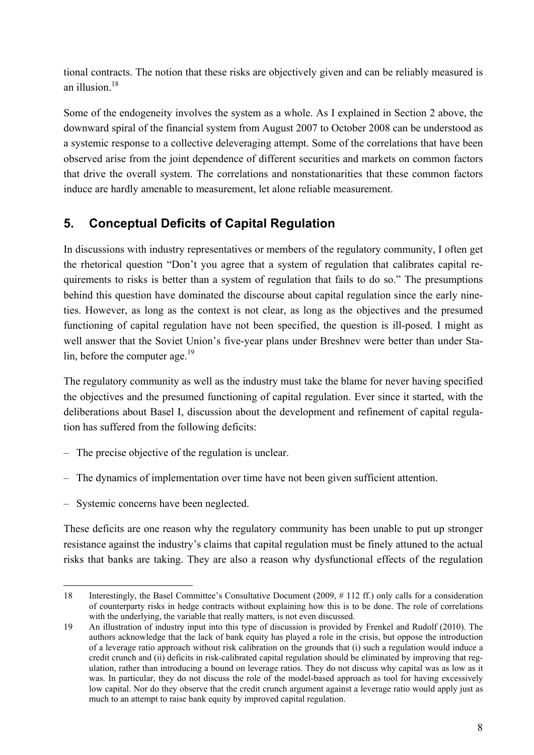tional contracts. The notion that these risks are objectively given and can be reliably measured is an illusion.[18]

Some of the endogeneity involves the system as a whole. As I explained in Section 2 above, the downward spiral of the financial system from August 2007 to October 2008 can be understood as a systemic response to a collective deleveraging attempt. Some of the correlations that have been observed arise from the joint dependence of different securities and markets on common factors that drive the overall system. The correlations and nonstationarities that these common factors induce are hardly amenable to measurement, let alone reliable measurement.

## 5. Conceptual Deficits of Capital Regulation

In discussions with industry representatives or members of the regulatory community, I often get the rhetorical question "Don't you agree that a system of regulation that calibrates capital requirements to risks is better than a system of regulation that fails to do so." The presumptions behind this question have dominated the discourse about capital regulation since the early nineties. However, as long as the context is not clear, as long as the objectives and the presumed functioning of capital regulation have not been specified, the question is ill-posed. I might as well answer that the Soviet Union's five-year plans under Breshnev were better than under Stalin, before the computer age.[19]

The regulatory community as well as the industry must take the blame for never having specified the objectives and the presumed functioning of capital regulation. Ever since it started, with the deliberations about Basel I, discussion about the development and refinement of capital regulation has suffered from the following deficits:

– The precise objective of the regulation is unclear.

– The dynamics of implementation over time have not been given sufficient attention.

– Systemic concerns have been neglected.

These deficits are one reason why the regulatory community has been unable to put up stronger resistance against the industry's claims that capital regulation must be finely attuned to the actual risks that banks are taking. They are also a reason why dysfunctional effects of the regulation

---

18 Interestingly, the Basel Committee's Consultative Document (2009, # 112 ff.) only calls for a consideration of counterparty risks in hedge contracts without explaining how this is to be done. The role of correlations with the underlying, the variable that really matters, is not even discussed.

19 An illustration of industry input into this type of discussion is provided by Frenkel and Rudolf (2010). The authors acknowledge that the lack of bank equity has played a role in the crisis, but oppose the introduction of a leverage ratio approach without risk calibration on the grounds that (i) such a regulation would induce a credit crunch and (ii) deficits in risk-calibrated capital regulation should be eliminated by improving that regulation, rather than introducing a bound on leverage ratios. They do not discuss why capital was as low as it was. In particular, they do not discuss the role of the model-based approach as tool for having excessively low capital. Nor do they observe that the credit crunch argument against a leverage ratio would apply just as much to an attempt to raise bank equity by improved capital regulation.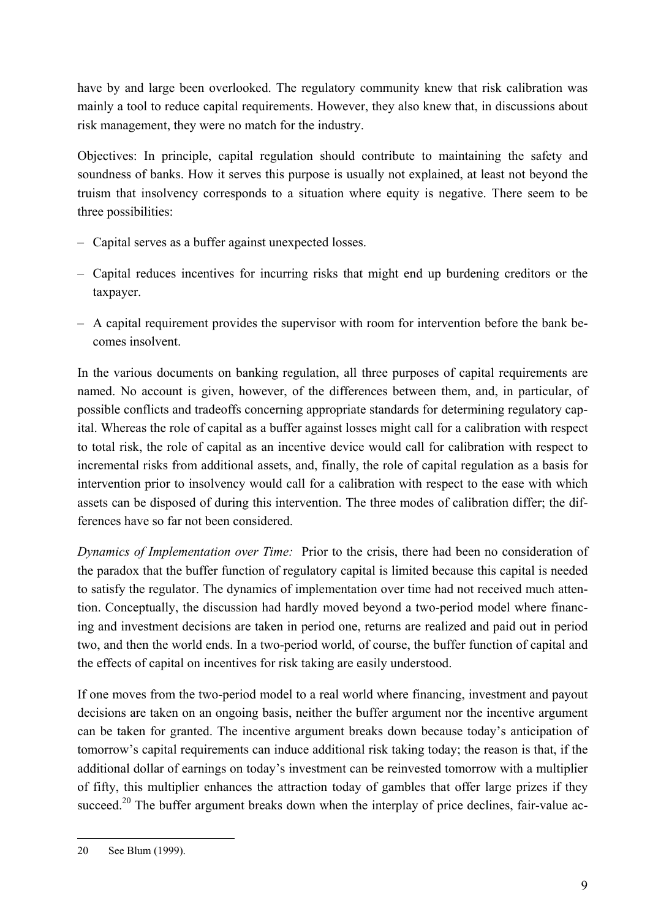have by and large been overlooked. The regulatory community knew that risk calibration was mainly a tool to reduce capital requirements. However, they also knew that, in discussions about risk management, they were no match for the industry.

Objectives: In principle, capital regulation should contribute to maintaining the safety and soundness of banks. How it serves this purpose is usually not explained, at least not beyond the truism that insolvency corresponds to a situation where equity is negative. There seem to be three possibilities:

- Capital serves as a buffer against unexpected losses.
- Capital reduces incentives for incurring risks that might end up burdening creditors or the taxpayer.
- A capital requirement provides the supervisor with room for intervention before the bank becomes insolvent.

In the various documents on banking regulation, all three purposes of capital requirements are named. No account is given, however, of the differences between them, and, in particular, of possible conflicts and tradeoffs concerning appropriate standards for determining regulatory capital. Whereas the role of capital as a buffer against losses might call for a calibration with respect to total risk, the role of capital as an incentive device would call for calibration with respect to incremental risks from additional assets, and, finally, the role of capital regulation as a basis for intervention prior to insolvency would call for a calibration with respect to the ease with which assets can be disposed of during this intervention. The three modes of calibration differ; the differences have so far not been considered.

*Dynamics of Implementation over Time:* Prior to the crisis, there had been no consideration of the paradox that the buffer function of regulatory capital is limited because this capital is needed to satisfy the regulator. The dynamics of implementation over time had not received much attention. Conceptually, the discussion had hardly moved beyond a two-period model where financing and investment decisions are taken in period one, returns are realized and paid out in period two, and then the world ends. In a two-period world, of course, the buffer function of capital and the effects of capital on incentives for risk taking are easily understood.

If one moves from the two-period model to a real world where financing, investment and payout decisions are taken on an ongoing basis, neither the buffer argument nor the incentive argument can be taken for granted. The incentive argument breaks down because today's anticipation of tomorrow's capital requirements can induce additional risk taking today; the reason is that, if the additional dollar of earnings on today's investment can be reinvested tomorrow with a multiplier of fifty, this multiplier enhances the attraction today of gambles that offer large prizes if they succeed.[20] The buffer argument breaks down when the interplay of price declines, fair-value ac-

20 See Blum (1999).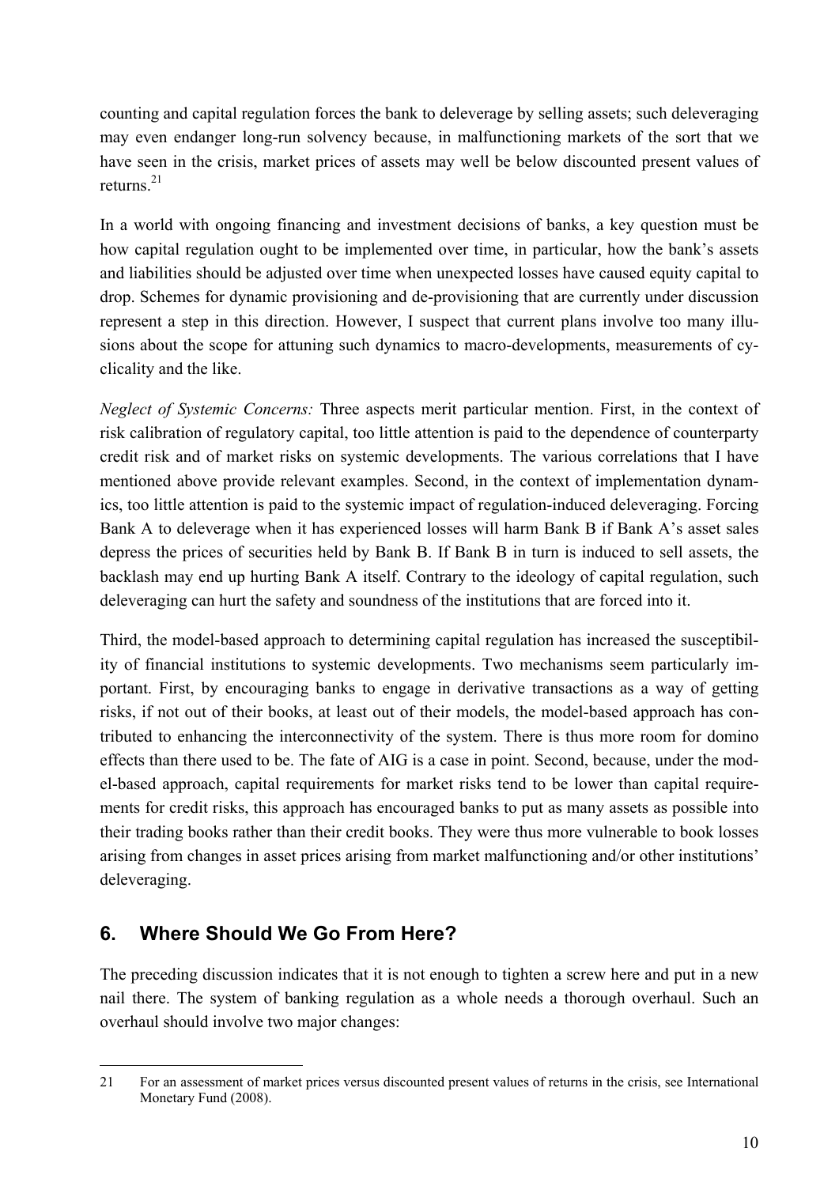counting and capital regulation forces the bank to deleverage by selling assets; such deleveraging may even endanger long-run solvency because, in malfunctioning markets of the sort that we have seen in the crisis, market prices of assets may well be below discounted present values of returns.[21]

In a world with ongoing financing and investment decisions of banks, a key question must be how capital regulation ought to be implemented over time, in particular, how the bank's assets and liabilities should be adjusted over time when unexpected losses have caused equity capital to drop. Schemes for dynamic provisioning and de-provisioning that are currently under discussion represent a step in this direction. However, I suspect that current plans involve too many illusions about the scope for attuning such dynamics to macro-developments, measurements of cyclicality and the like.

*Neglect of Systemic Concerns:* Three aspects merit particular mention. First, in the context of risk calibration of regulatory capital, too little attention is paid to the dependence of counterparty credit risk and of market risks on systemic developments. The various correlations that I have mentioned above provide relevant examples. Second, in the context of implementation dynamics, too little attention is paid to the systemic impact of regulation-induced deleveraging. Forcing Bank A to deleverage when it has experienced losses will harm Bank B if Bank A's asset sales depress the prices of securities held by Bank B. If Bank B in turn is induced to sell assets, the backlash may end up hurting Bank A itself. Contrary to the ideology of capital regulation, such deleveraging can hurt the safety and soundness of the institutions that are forced into it.

Third, the model-based approach to determining capital regulation has increased the susceptibility of financial institutions to systemic developments. Two mechanisms seem particularly important. First, by encouraging banks to engage in derivative transactions as a way of getting risks, if not out of their books, at least out of their models, the model-based approach has contributed to enhancing the interconnectivity of the system. There is thus more room for domino effects than there used to be. The fate of AIG is a case in point. Second, because, under the model-based approach, capital requirements for market risks tend to be lower than capital requirements for credit risks, this approach has encouraged banks to put as many assets as possible into their trading books rather than their credit books. They were thus more vulnerable to book losses arising from changes in asset prices arising from market malfunctioning and/or other institutions' deleveraging.

## 6. Where Should We Go From Here?

The preceding discussion indicates that it is not enough to tighten a screw here and put in a new nail there. The system of banking regulation as a whole needs a thorough overhaul. Such an overhaul should involve two major changes:

---

21 For an assessment of market prices versus discounted present values of returns in the crisis, see International Monetary Fund (2008).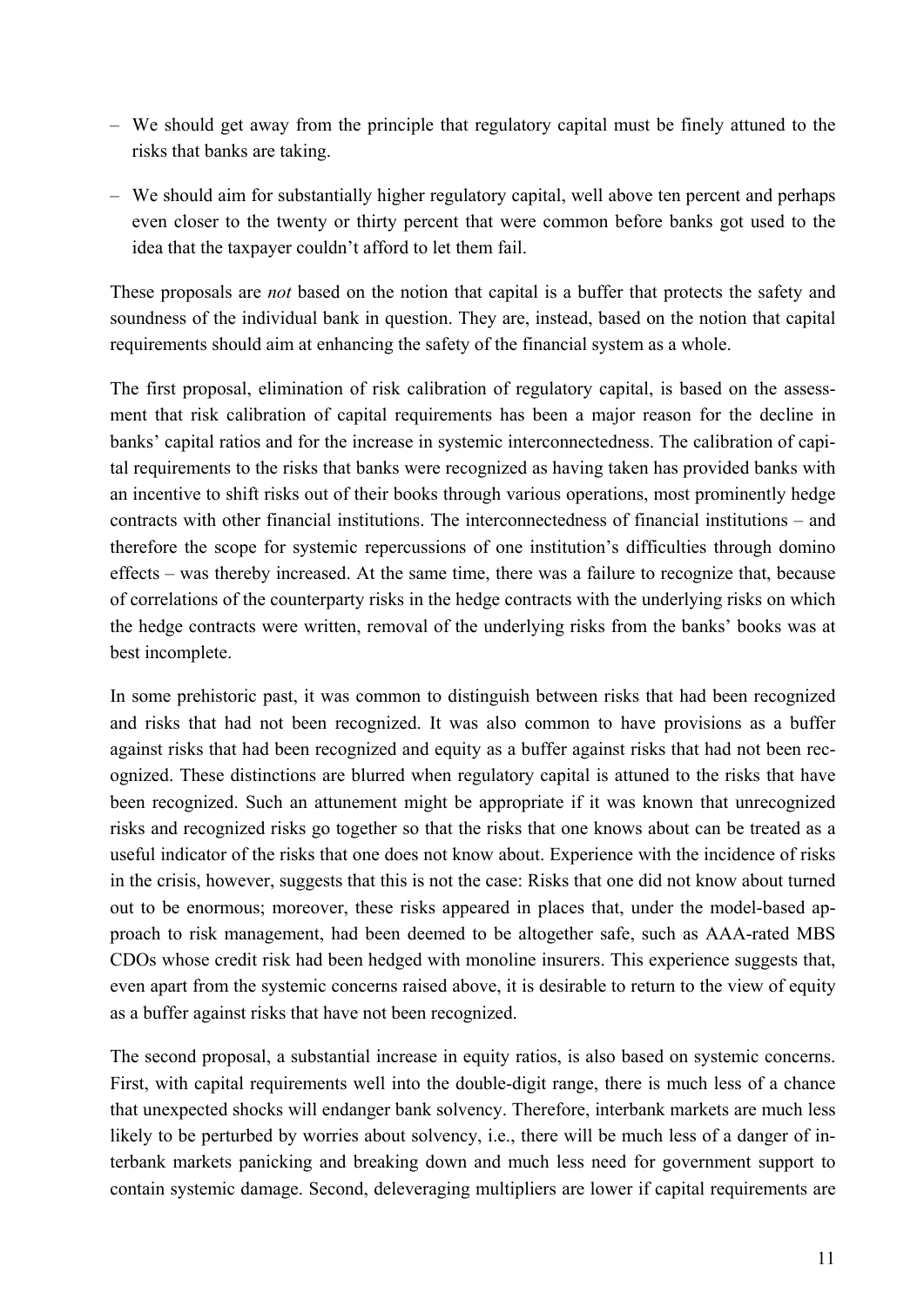- We should get away from the principle that regulatory capital must be finely attuned to the risks that banks are taking.
- We should aim for substantially higher regulatory capital, well above ten percent and perhaps even closer to the twenty or thirty percent that were common before banks got used to the idea that the taxpayer couldn't afford to let them fail.

These proposals are *not* based on the notion that capital is a buffer that protects the safety and soundness of the individual bank in question. They are, instead, based on the notion that capital requirements should aim at enhancing the safety of the financial system as a whole.

The first proposal, elimination of risk calibration of regulatory capital, is based on the assessment that risk calibration of capital requirements has been a major reason for the decline in banks' capital ratios and for the increase in systemic interconnectedness. The calibration of capital requirements to the risks that banks were recognized as having taken has provided banks with an incentive to shift risks out of their books through various operations, most prominently hedge contracts with other financial institutions. The interconnectedness of financial institutions – and therefore the scope for systemic repercussions of one institution's difficulties through domino effects – was thereby increased. At the same time, there was a failure to recognize that, because of correlations of the counterparty risks in the hedge contracts with the underlying risks on which the hedge contracts were written, removal of the underlying risks from the banks' books was at best incomplete.

In some prehistoric past, it was common to distinguish between risks that had been recognized and risks that had not been recognized. It was also common to have provisions as a buffer against risks that had been recognized and equity as a buffer against risks that had not been recognized. These distinctions are blurred when regulatory capital is attuned to the risks that have been recognized. Such an attunement might be appropriate if it was known that unrecognized risks and recognized risks go together so that the risks that one knows about can be treated as a useful indicator of the risks that one does not know about. Experience with the incidence of risks in the crisis, however, suggests that this is not the case: Risks that one did not know about turned out to be enormous; moreover, these risks appeared in places that, under the model-based approach to risk management, had been deemed to be altogether safe, such as AAA-rated MBS CDOs whose credit risk had been hedged with monoline insurers. This experience suggests that, even apart from the systemic concerns raised above, it is desirable to return to the view of equity as a buffer against risks that have not been recognized.

The second proposal, a substantial increase in equity ratios, is also based on systemic concerns. First, with capital requirements well into the double-digit range, there is much less of a chance that unexpected shocks will endanger bank solvency. Therefore, interbank markets are much less likely to be perturbed by worries about solvency, i.e., there will be much less of a danger of interbank markets panicking and breaking down and much less need for government support to contain systemic damage. Second, deleveraging multipliers are lower if capital requirements are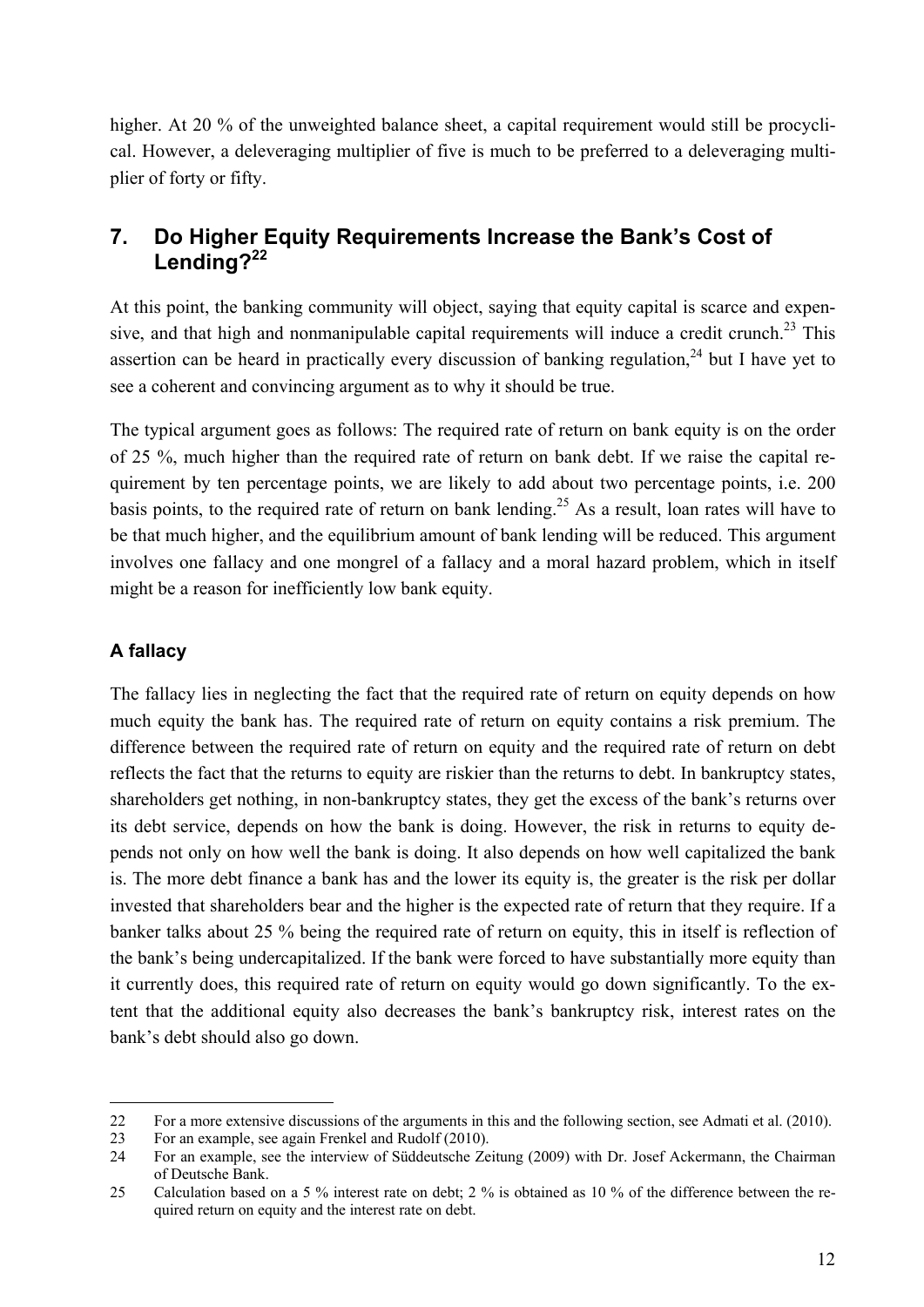higher. At 20 % of the unweighted balance sheet, a capital requirement would still be procyclical. However, a deleveraging multiplier of five is much to be preferred to a deleveraging multiplier of forty or fifty.

## 7. Do Higher Equity Requirements Increase the Bank's Cost of Lending?[22]

At this point, the banking community will object, saying that equity capital is scarce and expensive, and that high and nonmanipulable capital requirements will induce a credit crunch.[23] This assertion can be heard in practically every discussion of banking regulation,[24] but I have yet to see a coherent and convincing argument as to why it should be true.

The typical argument goes as follows: The required rate of return on bank equity is on the order of 25 %, much higher than the required rate of return on bank debt. If we raise the capital requirement by ten percentage points, we are likely to add about two percentage points, i.e. 200 basis points, to the required rate of return on bank lending.[25] As a result, loan rates will have to be that much higher, and the equilibrium amount of bank lending will be reduced. This argument involves one fallacy and one mongrel of a fallacy and a moral hazard problem, which in itself might be a reason for inefficiently low bank equity.

### A fallacy

The fallacy lies in neglecting the fact that the required rate of return on equity depends on how much equity the bank has. The required rate of return on equity contains a risk premium. The difference between the required rate of return on equity and the required rate of return on debt reflects the fact that the returns to equity are riskier than the returns to debt. In bankruptcy states, shareholders get nothing, in non-bankruptcy states, they get the excess of the bank's returns over its debt service, depends on how the bank is doing. However, the risk in returns to equity depends not only on how well the bank is doing. It also depends on how well capitalized the bank is. The more debt finance a bank has and the lower its equity is, the greater is the risk per dollar invested that shareholders bear and the higher is the expected rate of return that they require. If a banker talks about 25 % being the required rate of return on equity, this in itself is reflection of the bank's being undercapitalized. If the bank were forced to have substantially more equity than it currently does, this required rate of return on equity would go down significantly. To the extent that the additional equity also decreases the bank's bankruptcy risk, interest rates on the bank's debt should also go down.

---

22 For a more extensive discussions of the arguments in this and the following section, see Admati et al. (2010).

23 For an example, see again Frenkel and Rudolf (2010).

24 For an example, see the interview of Süddeutsche Zeitung (2009) with Dr. Josef Ackermann, the Chairman of Deutsche Bank.

25 Calculation based on a 5 % interest rate on debt; 2 % is obtained as 10 % of the difference between the required return on equity and the interest rate on debt.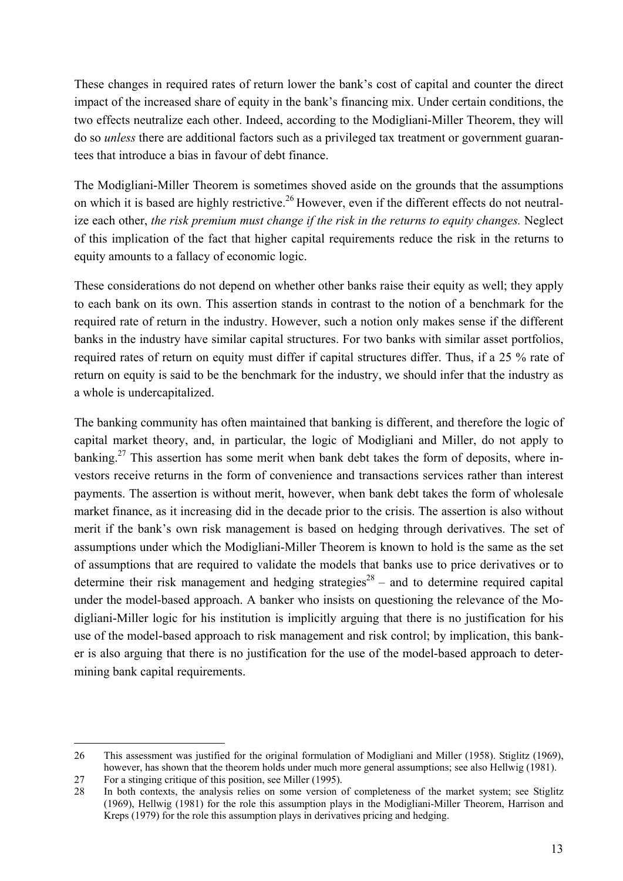These changes in required rates of return lower the bank's cost of capital and counter the direct impact of the increased share of equity in the bank's financing mix. Under certain conditions, the two effects neutralize each other. Indeed, according to the Modigliani-Miller Theorem, they will do so *unless* there are additional factors such as a privileged tax treatment or government guarantees that introduce a bias in favour of debt finance.

The Modigliani-Miller Theorem is sometimes shoved aside on the grounds that the assumptions on which it is based are highly restrictive.[26] However, even if the different effects do not neutralize each other, *the risk premium must change if the risk in the returns to equity changes.* Neglect of this implication of the fact that higher capital requirements reduce the risk in the returns to equity amounts to a fallacy of economic logic.

These considerations do not depend on whether other banks raise their equity as well; they apply to each bank on its own. This assertion stands in contrast to the notion of a benchmark for the required rate of return in the industry. However, such a notion only makes sense if the different banks in the industry have similar capital structures. For two banks with similar asset portfolios, required rates of return on equity must differ if capital structures differ. Thus, if a 25 % rate of return on equity is said to be the benchmark for the industry, we should infer that the industry as a whole is undercapitalized.

The banking community has often maintained that banking is different, and therefore the logic of capital market theory, and, in particular, the logic of Modigliani and Miller, do not apply to banking.[27] This assertion has some merit when bank debt takes the form of deposits, where investors receive returns in the form of convenience and transactions services rather than interest payments. The assertion is without merit, however, when bank debt takes the form of wholesale market finance, as it increasing did in the decade prior to the crisis. The assertion is also without merit if the bank's own risk management is based on hedging through derivatives. The set of assumptions under which the Modigliani-Miller Theorem is known to hold is the same as the set of assumptions that are required to validate the models that banks use to price derivatives or to determine their risk management and hedging strategies[28] – and to determine required capital under the model-based approach. A banker who insists on questioning the relevance of the Modigliani-Miller logic for his institution is implicitly arguing that there is no justification for his use of the model-based approach to risk management and risk control; by implication, this banker is also arguing that there is no justification for the use of the model-based approach to determining bank capital requirements.

---

26 This assessment was justified for the original formulation of Modigliani and Miller (1958). Stiglitz (1969), however, has shown that the theorem holds under much more general assumptions; see also Hellwig (1981).

27 For a stinging critique of this position, see Miller (1995).

28 In both contexts, the analysis relies on some version of completeness of the market system; see Stiglitz (1969), Hellwig (1981) for the role this assumption plays in the Modigliani-Miller Theorem, Harrison and Kreps (1979) for the role this assumption plays in derivatives pricing and hedging.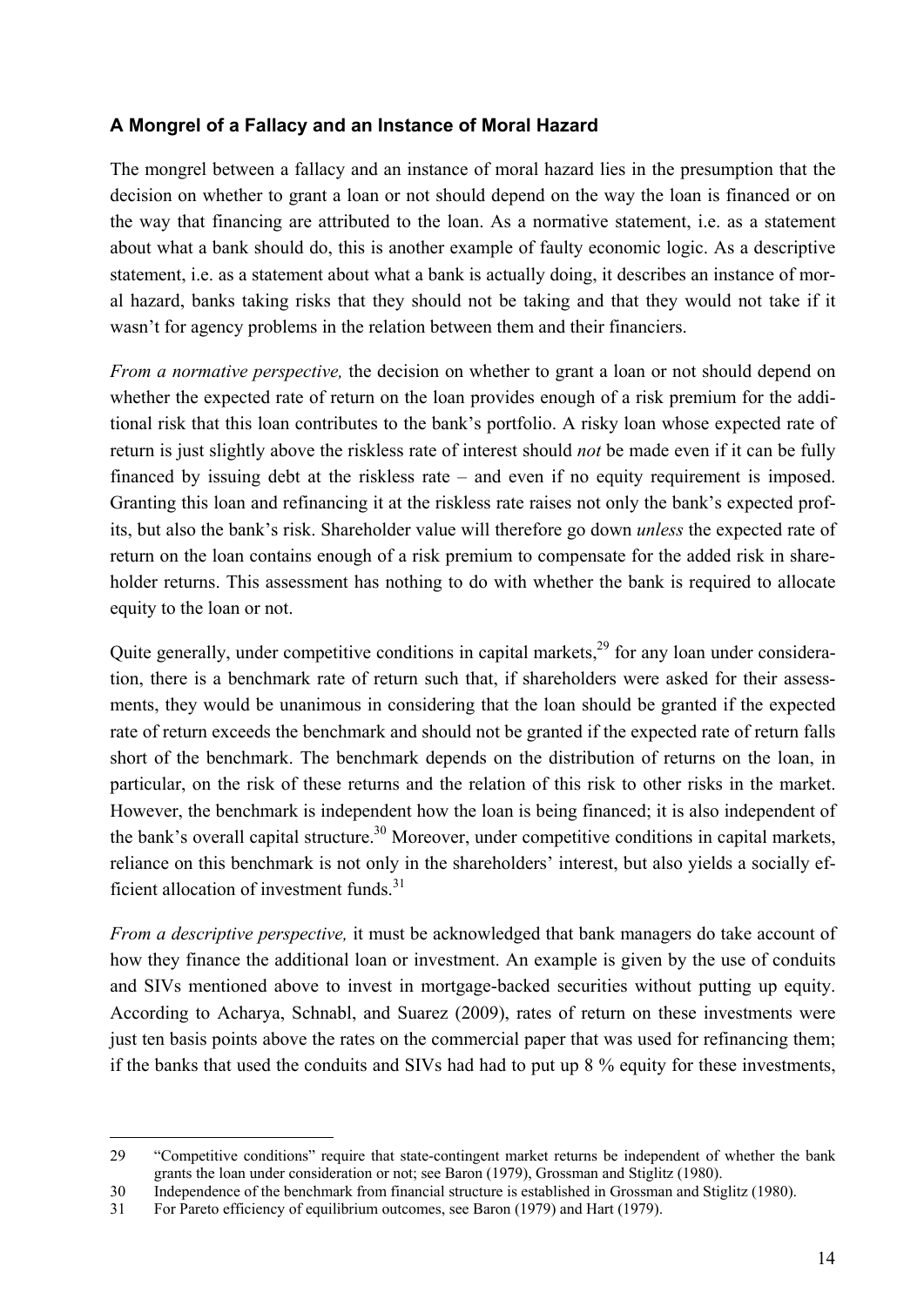### A Mongrel of a Fallacy and an Instance of Moral Hazard

The mongrel between a fallacy and an instance of moral hazard lies in the presumption that the decision on whether to grant a loan or not should depend on the way the loan is financed or on the way that financing are attributed to the loan. As a normative statement, i.e. as a statement about what a bank should do, this is another example of faulty economic logic. As a descriptive statement, i.e. as a statement about what a bank is actually doing, it describes an instance of moral hazard, banks taking risks that they should not be taking and that they would not take if it wasn't for agency problems in the relation between them and their financiers.

*From a normative perspective,* the decision on whether to grant a loan or not should depend on whether the expected rate of return on the loan provides enough of a risk premium for the additional risk that this loan contributes to the bank's portfolio. A risky loan whose expected rate of return is just slightly above the riskless rate of interest should *not* be made even if it can be fully financed by issuing debt at the riskless rate – and even if no equity requirement is imposed. Granting this loan and refinancing it at the riskless rate raises not only the bank's expected profits, but also the bank's risk. Shareholder value will therefore go down *unless* the expected rate of return on the loan contains enough of a risk premium to compensate for the added risk in shareholder returns. This assessment has nothing to do with whether the bank is required to allocate equity to the loan or not.

Quite generally, under competitive conditions in capital markets,[29] for any loan under consideration, there is a benchmark rate of return such that, if shareholders were asked for their assessments, they would be unanimous in considering that the loan should be granted if the expected rate of return exceeds the benchmark and should not be granted if the expected rate of return falls short of the benchmark. The benchmark depends on the distribution of returns on the loan, in particular, on the risk of these returns and the relation of this risk to other risks in the market. However, the benchmark is independent how the loan is being financed; it is also independent of the bank's overall capital structure.[30] Moreover, under competitive conditions in capital markets, reliance on this benchmark is not only in the shareholders' interest, but also yields a socially efficient allocation of investment funds.[31]

*From a descriptive perspective,* it must be acknowledged that bank managers do take account of how they finance the additional loan or investment. An example is given by the use of conduits and SIVs mentioned above to invest in mortgage-backed securities without putting up equity. According to Acharya, Schnabl, and Suarez (2009), rates of return on these investments were just ten basis points above the rates on the commercial paper that was used for refinancing them; if the banks that used the conduits and SIVs had had to put up 8 % equity for these investments,

---

29 "Competitive conditions" require that state-contingent market returns be independent of whether the bank grants the loan under consideration or not; see Baron (1979), Grossman and Stiglitz (1980).

30 Independence of the benchmark from financial structure is established in Grossman and Stiglitz (1980).

31 For Pareto efficiency of equilibrium outcomes, see Baron (1979) and Hart (1979).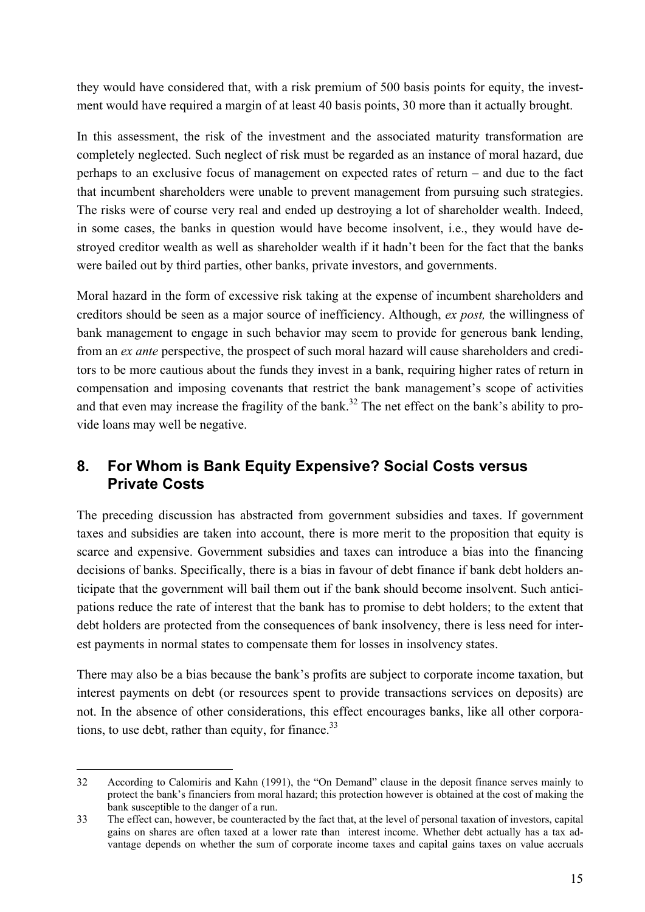they would have considered that, with a risk premium of 500 basis points for equity, the investment would have required a margin of at least 40 basis points, 30 more than it actually brought.

In this assessment, the risk of the investment and the associated maturity transformation are completely neglected. Such neglect of risk must be regarded as an instance of moral hazard, due perhaps to an exclusive focus of management on expected rates of return – and due to the fact that incumbent shareholders were unable to prevent management from pursuing such strategies. The risks were of course very real and ended up destroying a lot of shareholder wealth. Indeed, in some cases, the banks in question would have become insolvent, i.e., they would have destroyed creditor wealth as well as shareholder wealth if it hadn't been for the fact that the banks were bailed out by third parties, other banks, private investors, and governments.

Moral hazard in the form of excessive risk taking at the expense of incumbent shareholders and creditors should be seen as a major source of inefficiency. Although, *ex post,* the willingness of bank management to engage in such behavior may seem to provide for generous bank lending, from an *ex ante* perspective, the prospect of such moral hazard will cause shareholders and creditors to be more cautious about the funds they invest in a bank, requiring higher rates of return in compensation and imposing covenants that restrict the bank management's scope of activities and that even may increase the fragility of the bank.[32] The net effect on the bank's ability to provide loans may well be negative.

## 8. For Whom is Bank Equity Expensive? Social Costs versus Private Costs

The preceding discussion has abstracted from government subsidies and taxes. If government taxes and subsidies are taken into account, there is more merit to the proposition that equity is scarce and expensive. Government subsidies and taxes can introduce a bias into the financing decisions of banks. Specifically, there is a bias in favour of debt finance if bank debt holders anticipate that the government will bail them out if the bank should become insolvent. Such anticipations reduce the rate of interest that the bank has to promise to debt holders; to the extent that debt holders are protected from the consequences of bank insolvency, there is less need for interest payments in normal states to compensate them for losses in insolvency states.

There may also be a bias because the bank's profits are subject to corporate income taxation, but interest payments on debt (or resources spent to provide transactions services on deposits) are not. In the absence of other considerations, this effect encourages banks, like all other corporations, to use debt, rather than equity, for finance.[33]

---

32 According to Calomiris and Kahn (1991), the "On Demand" clause in the deposit finance serves mainly to protect the bank's financiers from moral hazard; this protection however is obtained at the cost of making the bank susceptible to the danger of a run.

33 The effect can, however, be counteracted by the fact that, at the level of personal taxation of investors, capital gains on shares are often taxed at a lower rate than interest income. Whether debt actually has a tax advantage depends on whether the sum of corporate income taxes and capital gains taxes on value accruals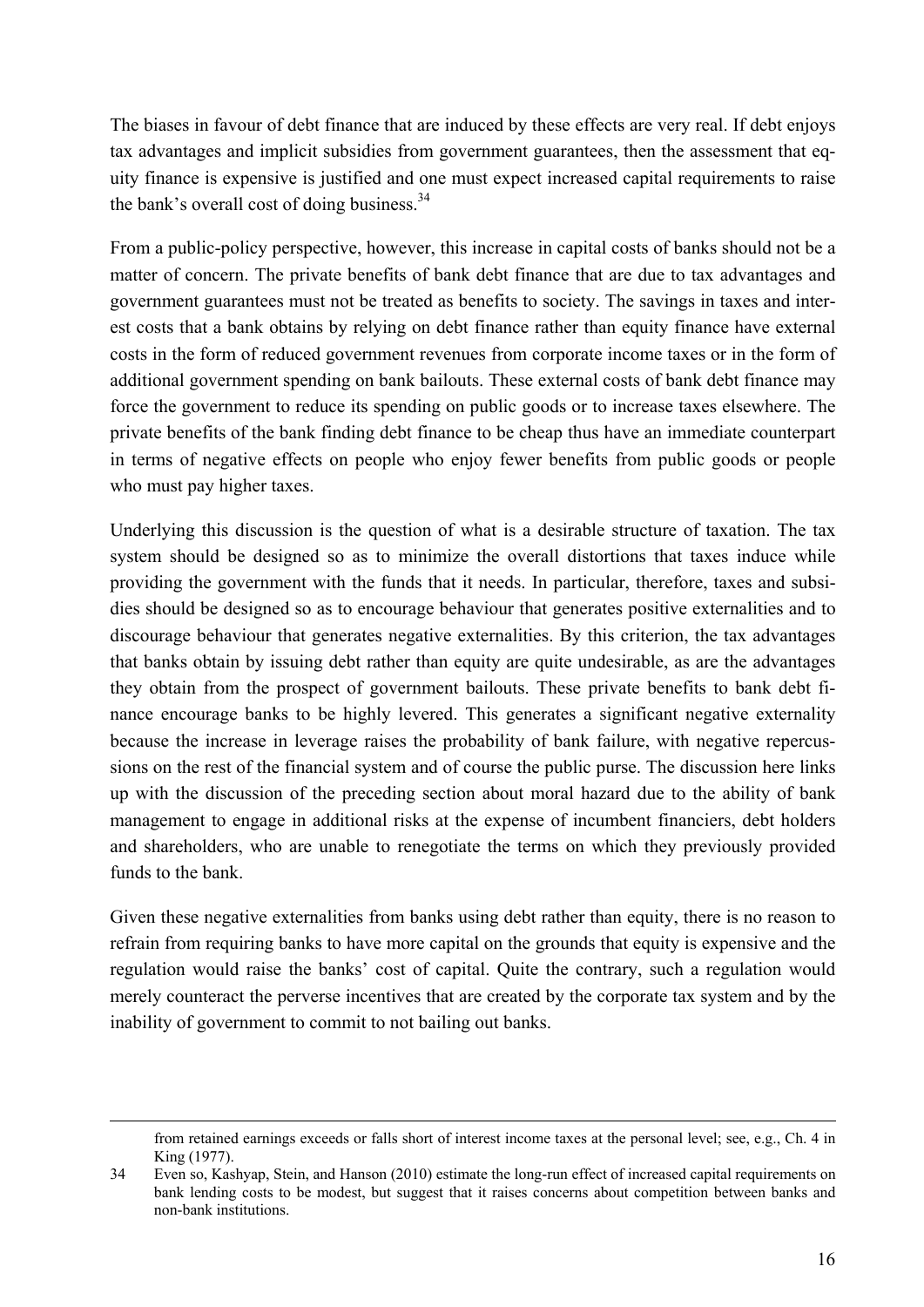The biases in favour of debt finance that are induced by these effects are very real. If debt enjoys tax advantages and implicit subsidies from government guarantees, then the assessment that equity finance is expensive is justified and one must expect increased capital requirements to raise the bank's overall cost of doing business.[34]

From a public-policy perspective, however, this increase in capital costs of banks should not be a matter of concern. The private benefits of bank debt finance that are due to tax advantages and government guarantees must not be treated as benefits to society. The savings in taxes and interest costs that a bank obtains by relying on debt finance rather than equity finance have external costs in the form of reduced government revenues from corporate income taxes or in the form of additional government spending on bank bailouts. These external costs of bank debt finance may force the government to reduce its spending on public goods or to increase taxes elsewhere. The private benefits of the bank finding debt finance to be cheap thus have an immediate counterpart in terms of negative effects on people who enjoy fewer benefits from public goods or people who must pay higher taxes.

Underlying this discussion is the question of what is a desirable structure of taxation. The tax system should be designed so as to minimize the overall distortions that taxes induce while providing the government with the funds that it needs. In particular, therefore, taxes and subsidies should be designed so as to encourage behaviour that generates positive externalities and to discourage behaviour that generates negative externalities. By this criterion, the tax advantages that banks obtain by issuing debt rather than equity are quite undesirable, as are the advantages they obtain from the prospect of government bailouts. These private benefits to bank debt finance encourage banks to be highly levered. This generates a significant negative externality because the increase in leverage raises the probability of bank failure, with negative repercussions on the rest of the financial system and of course the public purse. The discussion here links up with the discussion of the preceding section about moral hazard due to the ability of bank management to engage in additional risks at the expense of incumbent financiers, debt holders and shareholders, who are unable to renegotiate the terms on which they previously provided funds to the bank.

Given these negative externalities from banks using debt rather than equity, there is no reason to refrain from requiring banks to have more capital on the grounds that equity is expensive and the regulation would raise the banks' cost of capital. Quite the contrary, such a regulation would merely counteract the perverse incentives that are created by the corporate tax system and by the inability of government to commit to not bailing out banks.

---

from retained earnings exceeds or falls short of interest income taxes at the personal level; see, e.g., Ch. 4 in King (1977).

34 Even so, Kashyap, Stein, and Hanson (2010) estimate the long-run effect of increased capital requirements on bank lending costs to be modest, but suggest that it raises concerns about competition between banks and non-bank institutions.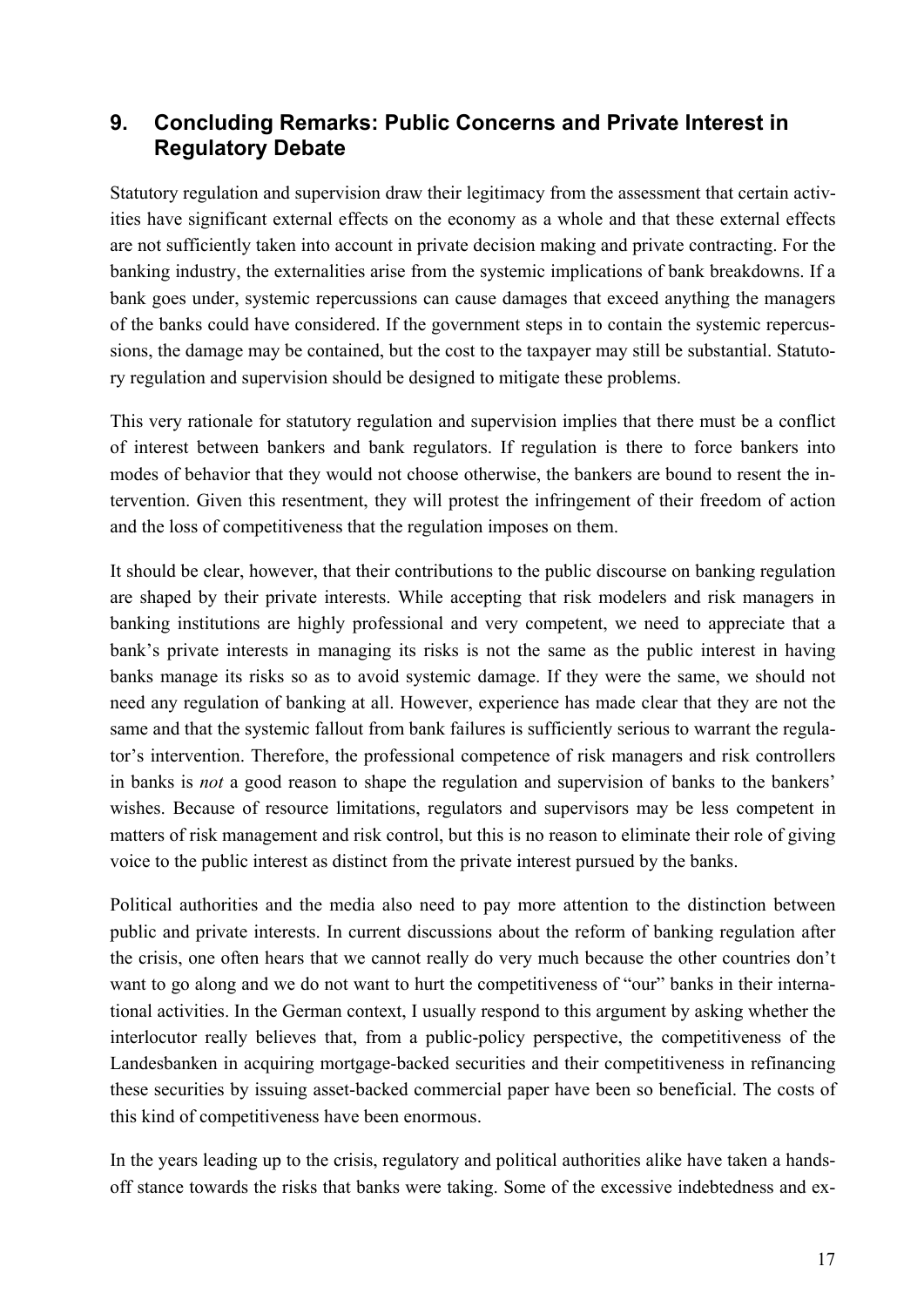## 9. Concluding Remarks: Public Concerns and Private Interest in Regulatory Debate

Statutory regulation and supervision draw their legitimacy from the assessment that certain activities have significant external effects on the economy as a whole and that these external effects are not sufficiently taken into account in private decision making and private contracting. For the banking industry, the externalities arise from the systemic implications of bank breakdowns. If a bank goes under, systemic repercussions can cause damages that exceed anything the managers of the banks could have considered. If the government steps in to contain the systemic repercussions, the damage may be contained, but the cost to the taxpayer may still be substantial. Statutory regulation and supervision should be designed to mitigate these problems.

This very rationale for statutory regulation and supervision implies that there must be a conflict of interest between bankers and bank regulators. If regulation is there to force bankers into modes of behavior that they would not choose otherwise, the bankers are bound to resent the intervention. Given this resentment, they will protest the infringement of their freedom of action and the loss of competitiveness that the regulation imposes on them.

It should be clear, however, that their contributions to the public discourse on banking regulation are shaped by their private interests. While accepting that risk modelers and risk managers in banking institutions are highly professional and very competent, we need to appreciate that a bank's private interests in managing its risks is not the same as the public interest in having banks manage its risks so as to avoid systemic damage. If they were the same, we should not need any regulation of banking at all. However, experience has made clear that they are not the same and that the systemic fallout from bank failures is sufficiently serious to warrant the regulator's intervention. Therefore, the professional competence of risk managers and risk controllers in banks is *not* a good reason to shape the regulation and supervision of banks to the bankers' wishes. Because of resource limitations, regulators and supervisors may be less competent in matters of risk management and risk control, but this is no reason to eliminate their role of giving voice to the public interest as distinct from the private interest pursued by the banks.

Political authorities and the media also need to pay more attention to the distinction between public and private interests. In current discussions about the reform of banking regulation after the crisis, one often hears that we cannot really do very much because the other countries don't want to go along and we do not want to hurt the competitiveness of "our" banks in their international activities. In the German context, I usually respond to this argument by asking whether the interlocutor really believes that, from a public-policy perspective, the competitiveness of the Landesbanken in acquiring mortgage-backed securities and their competitiveness in refinancing these securities by issuing asset-backed commercial paper have been so beneficial. The costs of this kind of competitiveness have been enormous.

In the years leading up to the crisis, regulatory and political authorities alike have taken a hands-off stance towards the risks that banks were taking. Some of the excessive indebtedness and ex-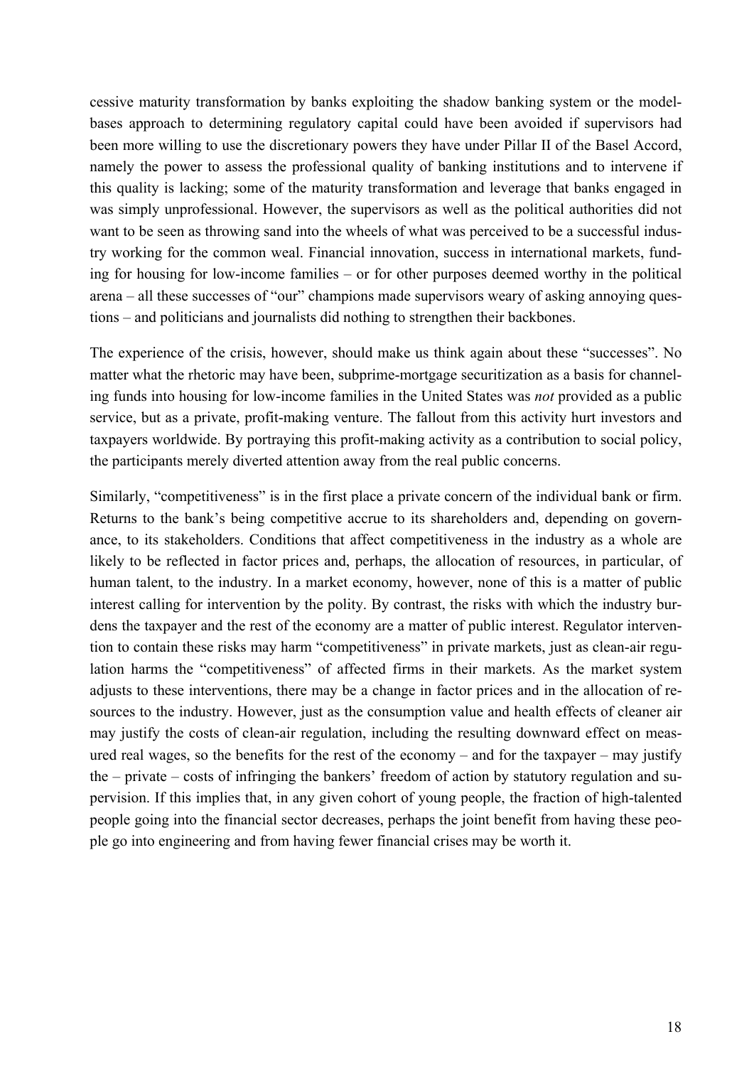cessive maturity transformation by banks exploiting the shadow banking system or the model-bases approach to determining regulatory capital could have been avoided if supervisors had been more willing to use the discretionary powers they have under Pillar II of the Basel Accord, namely the power to assess the professional quality of banking institutions and to intervene if this quality is lacking; some of the maturity transformation and leverage that banks engaged in was simply unprofessional. However, the supervisors as well as the political authorities did not want to be seen as throwing sand into the wheels of what was perceived to be a successful industry working for the common weal. Financial innovation, success in international markets, funding for housing for low-income families – or for other purposes deemed worthy in the political arena – all these successes of "our" champions made supervisors weary of asking annoying questions – and politicians and journalists did nothing to strengthen their backbones.

The experience of the crisis, however, should make us think again about these "successes". No matter what the rhetoric may have been, subprime-mortgage securitization as a basis for channeling funds into housing for low-income families in the United States was *not* provided as a public service, but as a private, profit-making venture. The fallout from this activity hurt investors and taxpayers worldwide. By portraying this profit-making activity as a contribution to social policy, the participants merely diverted attention away from the real public concerns.

Similarly, "competitiveness" is in the first place a private concern of the individual bank or firm. Returns to the bank's being competitive accrue to its shareholders and, depending on governance, to its stakeholders. Conditions that affect competitiveness in the industry as a whole are likely to be reflected in factor prices and, perhaps, the allocation of resources, in particular, of human talent, to the industry. In a market economy, however, none of this is a matter of public interest calling for intervention by the polity. By contrast, the risks with which the industry burdens the taxpayer and the rest of the economy are a matter of public interest. Regulator intervention to contain these risks may harm "competitiveness" in private markets, just as clean-air regulation harms the "competitiveness" of affected firms in their markets. As the market system adjusts to these interventions, there may be a change in factor prices and in the allocation of resources to the industry. However, just as the consumption value and health effects of cleaner air may justify the costs of clean-air regulation, including the resulting downward effect on measured real wages, so the benefits for the rest of the economy – and for the taxpayer – may justify the – private – costs of infringing the bankers' freedom of action by statutory regulation and supervision. If this implies that, in any given cohort of young people, the fraction of high-talented people going into the financial sector decreases, perhaps the joint benefit from having these people go into engineering and from having fewer financial crises may be worth it.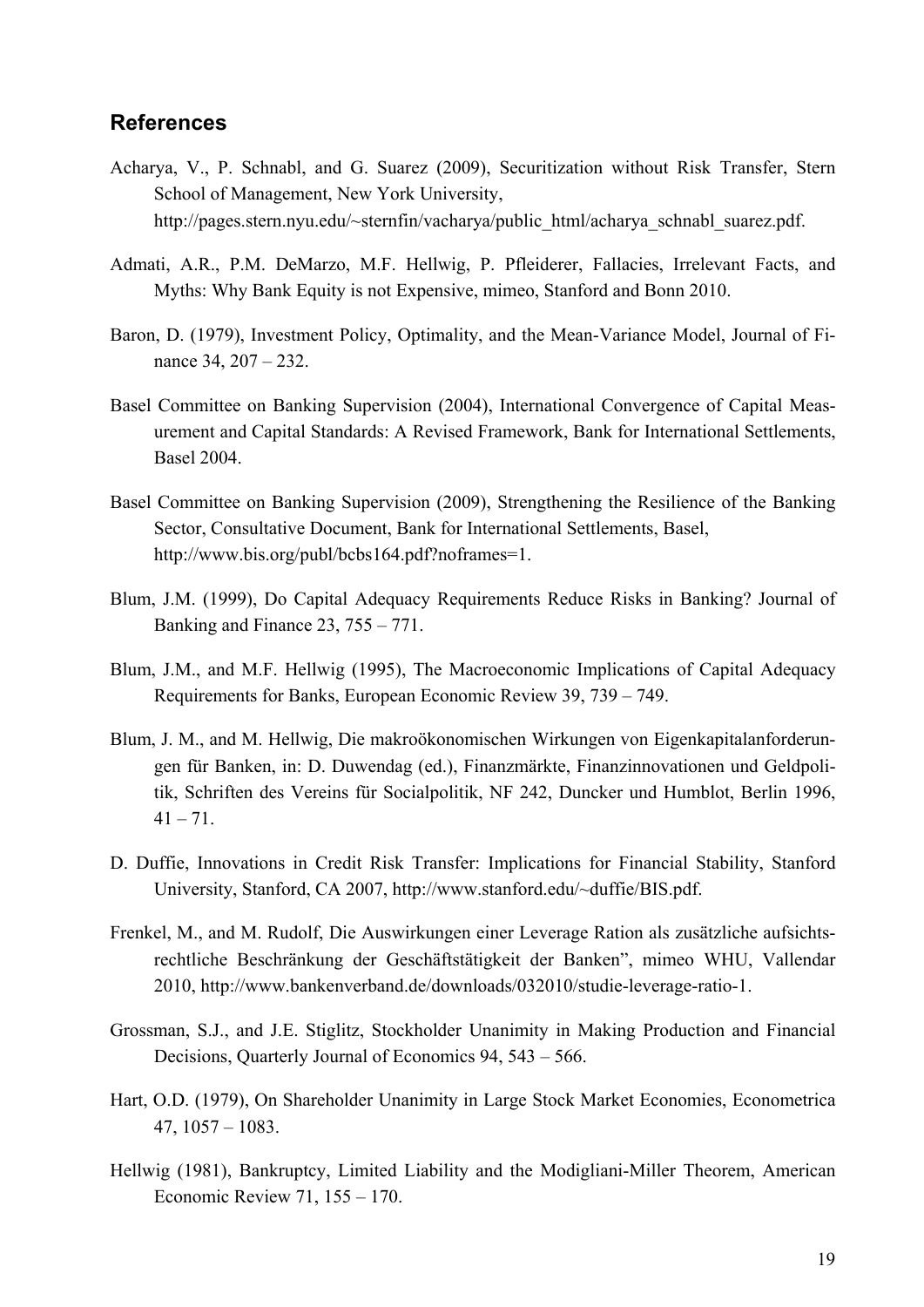## References

Acharya, V., P. Schnabl, and G. Suarez (2009), Securitization without Risk Transfer, Stern School of Management, New York University, http://pages.stern.nyu.edu/~sternfin/vacharya/public_html/acharya_schnabl_suarez.pdf.

Admati, A.R., P.M. DeMarzo, M.F. Hellwig, P. Pfleiderer, Fallacies, Irrelevant Facts, and Myths: Why Bank Equity is not Expensive, mimeo, Stanford and Bonn 2010.

Baron, D. (1979), Investment Policy, Optimality, and the Mean-Variance Model, Journal of Finance 34, 207 – 232.

Basel Committee on Banking Supervision (2004), International Convergence of Capital Measurement and Capital Standards: A Revised Framework, Bank for International Settlements, Basel 2004.

Basel Committee on Banking Supervision (2009), Strengthening the Resilience of the Banking Sector, Consultative Document, Bank for International Settlements, Basel, http://www.bis.org/publ/bcbs164.pdf?noframes=1.

Blum, J.M. (1999), Do Capital Adequacy Requirements Reduce Risks in Banking? Journal of Banking and Finance 23, 755 – 771.

Blum, J.M., and M.F. Hellwig (1995), The Macroeconomic Implications of Capital Adequacy Requirements for Banks, European Economic Review 39, 739 – 749.

Blum, J. M., and M. Hellwig, Die makroökonomischen Wirkungen von Eigenkapitalanforderungen für Banken, in: D. Duwendag (ed.), Finanzmärkte, Finanzinnovationen und Geldpolitik, Schriften des Vereins für Socialpolitik, NF 242, Duncker und Humblot, Berlin 1996, 41 – 71.

D. Duffie, Innovations in Credit Risk Transfer: Implications for Financial Stability, Stanford University, Stanford, CA 2007, http://www.stanford.edu/~duffie/BIS.pdf.

Frenkel, M., and M. Rudolf, Die Auswirkungen einer Leverage Ration als zusätzliche aufsichtsrechtliche Beschränkung der Geschäftstätigkeit der Banken", mimeo WHU, Vallendar 2010, http://www.bankenverband.de/downloads/032010/studie-leverage-ratio-1.

Grossman, S.J., and J.E. Stiglitz, Stockholder Unanimity in Making Production and Financial Decisions, Quarterly Journal of Economics 94, 543 – 566.

Hart, O.D. (1979), On Shareholder Unanimity in Large Stock Market Economies, Econometrica 47, 1057 – 1083.

Hellwig (1981), Bankruptcy, Limited Liability and the Modigliani-Miller Theorem, American Economic Review 71, 155 – 170.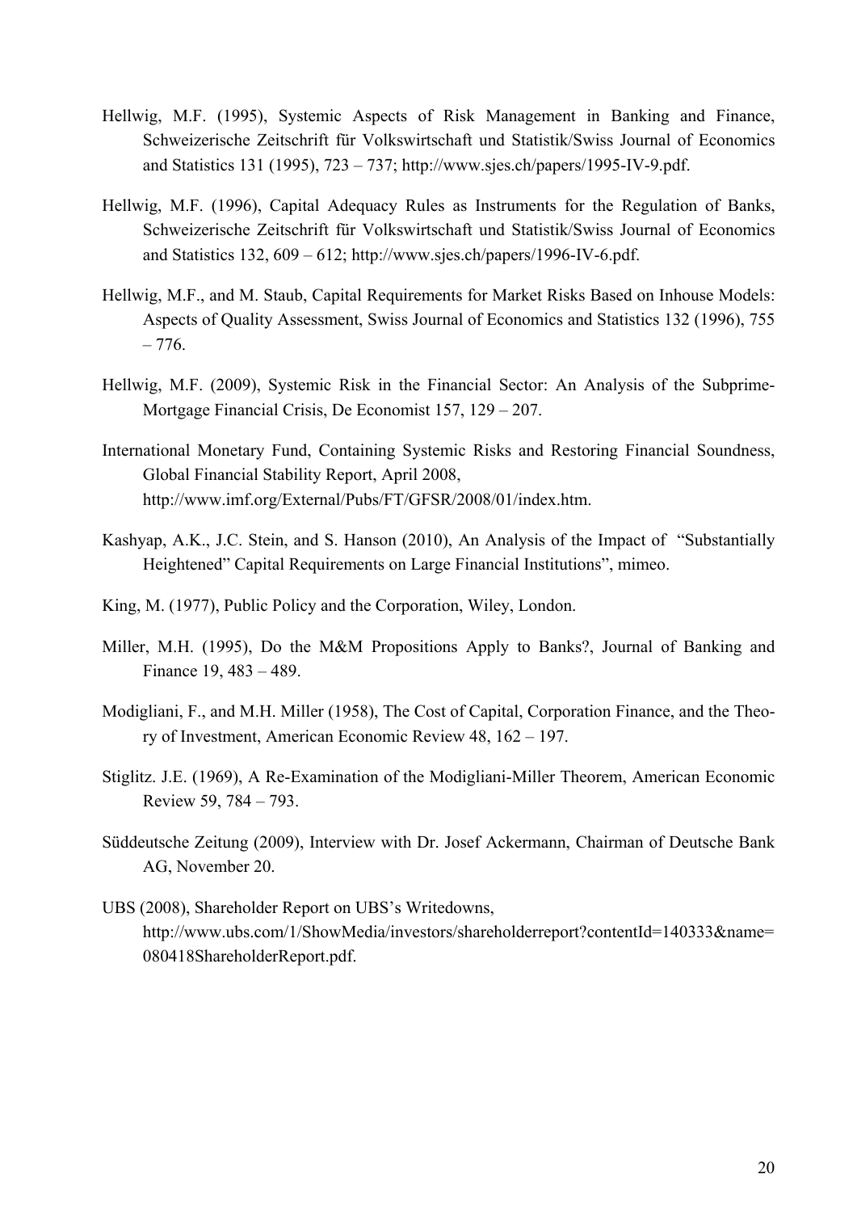Hellwig, M.F. (1995), Systemic Aspects of Risk Management in Banking and Finance, Schweizerische Zeitschrift für Volkswirtschaft und Statistik/Swiss Journal of Economics and Statistics 131 (1995), 723 – 737; http://www.sjes.ch/papers/1995-IV-9.pdf.

Hellwig, M.F. (1996), Capital Adequacy Rules as Instruments for the Regulation of Banks, Schweizerische Zeitschrift für Volkswirtschaft und Statistik/Swiss Journal of Economics and Statistics 132, 609 – 612; http://www.sjes.ch/papers/1996-IV-6.pdf.

Hellwig, M.F., and M. Staub, Capital Requirements for Market Risks Based on Inhouse Models: Aspects of Quality Assessment, Swiss Journal of Economics and Statistics 132 (1996), 755 – 776.

Hellwig, M.F. (2009), Systemic Risk in the Financial Sector: An Analysis of the Subprime-Mortgage Financial Crisis, De Economist 157, 129 – 207.

International Monetary Fund, Containing Systemic Risks and Restoring Financial Soundness, Global Financial Stability Report, April 2008, http://www.imf.org/External/Pubs/FT/GFSR/2008/01/index.htm.

Kashyap, A.K., J.C. Stein, and S. Hanson (2010), An Analysis of the Impact of "Substantially Heightened" Capital Requirements on Large Financial Institutions", mimeo.

King, M. (1977), Public Policy and the Corporation, Wiley, London.

Miller, M.H. (1995), Do the M&M Propositions Apply to Banks?, Journal of Banking and Finance 19, 483 – 489.

Modigliani, F., and M.H. Miller (1958), The Cost of Capital, Corporation Finance, and the Theory of Investment, American Economic Review 48, 162 – 197.

Stiglitz. J.E. (1969), A Re-Examination of the Modigliani-Miller Theorem, American Economic Review 59, 784 – 793.

Süddeutsche Zeitung (2009), Interview with Dr. Josef Ackermann, Chairman of Deutsche Bank AG, November 20.

UBS (2008), Shareholder Report on UBS's Writedowns, http://www.ubs.com/1/ShowMedia/investors/shareholderreport?contentId=140333&name=080418ShareholderReport.pdf.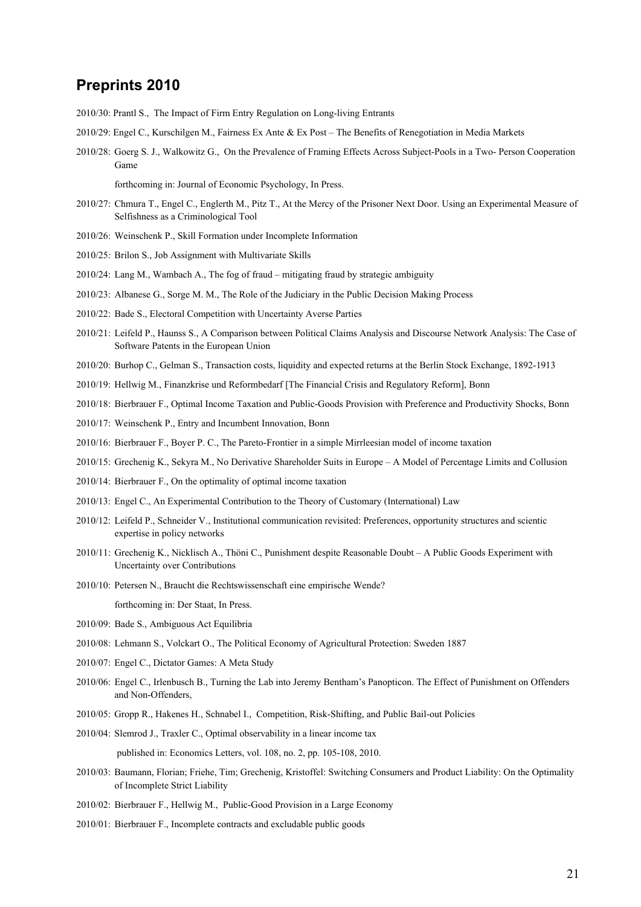## Preprints 2010

2010/30: Prantl S., The Impact of Firm Entry Regulation on Long-living Entrants

2010/29: Engel C., Kurschilgen M., Fairness Ex Ante & Ex Post – The Benefits of Renegotiation in Media Markets

2010/28: Goerg S. J., Walkowitz G., On the Prevalence of Framing Effects Across Subject-Pools in a Two- Person Cooperation Game

forthcoming in: Journal of Economic Psychology, In Press.

2010/27: Chmura T., Engel C., Englerth M., Pitz T., At the Mercy of the Prisoner Next Door. Using an Experimental Measure of Selfishness as a Criminological Tool

2010/26: Weinschenk P., Skill Formation under Incomplete Information

2010/25: Brilon S., Job Assignment with Multivariate Skills

2010/24: Lang M., Wambach A., The fog of fraud – mitigating fraud by strategic ambiguity

2010/23: Albanese G., Sorge M. M., The Role of the Judiciary in the Public Decision Making Process

2010/22: Bade S., Electoral Competition with Uncertainty Averse Parties

2010/21: Leifeld P., Haunss S., A Comparison between Political Claims Analysis and Discourse Network Analysis: The Case of Software Patents in the European Union

2010/20: Burhop C., Gelman S., Transaction costs, liquidity and expected returns at the Berlin Stock Exchange, 1892-1913

2010/19: Hellwig M., Finanzkrise und Reformbedarf [The Financial Crisis and Regulatory Reform], Bonn

2010/18: Bierbrauer F., Optimal Income Taxation and Public-Goods Provision with Preference and Productivity Shocks, Bonn

2010/17: Weinschenk P., Entry and Incumbent Innovation, Bonn

2010/16: Bierbrauer F., Boyer P. C., The Pareto-Frontier in a simple Mirrleesian model of income taxation

2010/15: Grechenig K., Sekyra M., No Derivative Shareholder Suits in Europe – A Model of Percentage Limits and Collusion

2010/14: Bierbrauer F., On the optimality of optimal income taxation

2010/13: Engel C., An Experimental Contribution to the Theory of Customary (International) Law

2010/12: Leifeld P., Schneider V., Institutional communication revisited: Preferences, opportunity structures and scientic expertise in policy networks

2010/11: Grechenig K., Nicklisch A., Thöni C., Punishment despite Reasonable Doubt – A Public Goods Experiment with Uncertainty over Contributions

2010/10: Petersen N., Braucht die Rechtswissenschaft eine empirische Wende?

forthcoming in: Der Staat, In Press.

2010/09: Bade S., Ambiguous Act Equilibria

2010/08: Lehmann S., Volckart O., The Political Economy of Agricultural Protection: Sweden 1887

2010/07: Engel C., Dictator Games: A Meta Study

2010/06: Engel C., Irlenbusch B., Turning the Lab into Jeremy Bentham's Panopticon. The Effect of Punishment on Offenders and Non-Offenders,

2010/05: Gropp R., Hakenes H., Schnabel I., Competition, Risk-Shifting, and Public Bail-out Policies

2010/04: Slemrod J., Traxler C., Optimal observability in a linear income tax

published in: Economics Letters, vol. 108, no. 2, pp. 105-108, 2010.

2010/03: Baumann, Florian; Friehe, Tim; Grechenig, Kristoffel: Switching Consumers and Product Liability: On the Optimality of Incomplete Strict Liability

2010/02: Bierbrauer F., Hellwig M., Public-Good Provision in a Large Economy

2010/01: Bierbrauer F., Incomplete contracts and excludable public goods